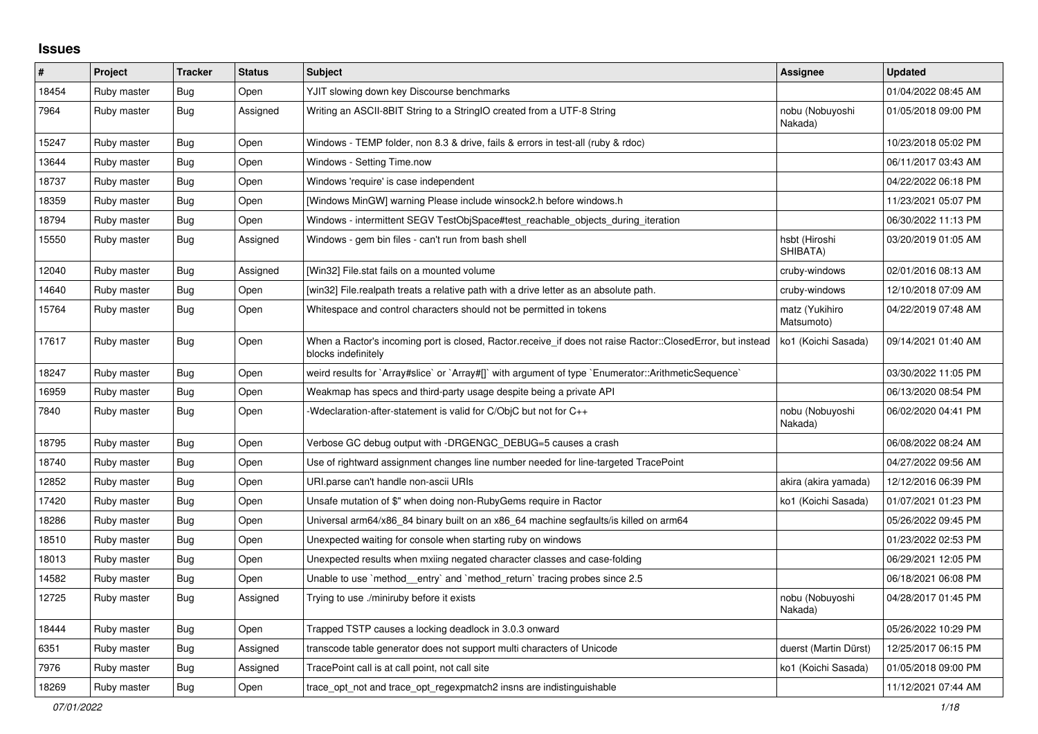# Issues

| # | Project | Tracker | Status | Subject | Assignee | Updated |
|---|---|---|---|---|---|---|
| 18454 | Ruby master | Bug | Open | YJIT slowing down key Discourse benchmarks | | 01/04/2022 08:45 AM |
| 7964 | Ruby master | Bug | Assigned | Writing an ASCII-8BIT String to a StringIO created from a UTF-8 String | nobu (Nobuyoshi Nakada) | 01/05/2018 09:00 PM |
| 15247 | Ruby master | Bug | Open | Windows - TEMP folder, non 8.3 & drive, fails & errors in test-all (ruby & rdoc) | | 10/23/2018 05:02 PM |
| 13644 | Ruby master | Bug | Open | Windows - Setting Time.now | | 06/11/2017 03:43 AM |
| 18737 | Ruby master | Bug | Open | Windows 'require' is case independent | | 04/22/2022 06:18 PM |
| 18359 | Ruby master | Bug | Open | [Windows MinGW] warning Please include winsock2.h before windows.h | | 11/23/2021 05:07 PM |
| 18794 | Ruby master | Bug | Open | Windows - intermittent SEGV TestObjSpace#test_reachable_objects_during_iteration | | 06/30/2022 11:13 PM |
| 15550 | Ruby master | Bug | Assigned | Windows - gem bin files - can't run from bash shell | hsbt (Hiroshi SHIBATA) | 03/20/2019 01:05 AM |
| 12040 | Ruby master | Bug | Assigned | [Win32] File.stat fails on a mounted volume | cruby-windows | 02/01/2016 08:13 AM |
| 14640 | Ruby master | Bug | Open | [win32] File.realpath treats a relative path with a drive letter as an absolute path. | cruby-windows | 12/10/2018 07:09 AM |
| 15764 | Ruby master | Bug | Open | Whitespace and control characters should not be permitted in tokens | matz (Yukihiro Matsumoto) | 04/22/2019 07:48 AM |
| 17617 | Ruby master | Bug | Open | When a Ractor's incoming port is closed, Ractor.receive_if does not raise Ractor::ClosedError, but instead blocks indefinitely | ko1 (Koichi Sasada) | 09/14/2021 01:40 AM |
| 18247 | Ruby master | Bug | Open | weird results for `Array#slice` or `Array#[]` with argument of type `Enumerator::ArithmeticSequence` | | 03/30/2022 11:05 PM |
| 16959 | Ruby master | Bug | Open | Weakmap has specs and third-party usage despite being a private API | | 06/13/2020 08:54 PM |
| 7840 | Ruby master | Bug | Open | -Wdeclaration-after-statement is valid for C/ObjC but not for C++ | nobu (Nobuyoshi Nakada) | 06/02/2020 04:41 PM |
| 18795 | Ruby master | Bug | Open | Verbose GC debug output with -DRGENGC_DEBUG=5 causes a crash | | 06/08/2022 08:24 AM |
| 18740 | Ruby master | Bug | Open | Use of rightward assignment changes line number needed for line-targeted TracePoint | | 04/27/2022 09:56 AM |
| 12852 | Ruby master | Bug | Open | URI.parse can't handle non-ascii URIs | akira (akira yamada) | 12/12/2016 06:39 PM |
| 17420 | Ruby master | Bug | Open | Unsafe mutation of $" when doing non-RubyGems require in Ractor | ko1 (Koichi Sasada) | 01/07/2021 01:23 PM |
| 18286 | Ruby master | Bug | Open | Universal arm64/x86_84 binary built on an x86_64 machine segfaults/is killed on arm64 | | 05/26/2022 09:45 PM |
| 18510 | Ruby master | Bug | Open | Unexpected waiting for console when starting ruby on windows | | 01/23/2022 02:53 PM |
| 18013 | Ruby master | Bug | Open | Unexpected results when mxiing negated character classes and case-folding | | 06/29/2021 12:05 PM |
| 14582 | Ruby master | Bug | Open | Unable to use `method__entry` and `method_return` tracing probes since 2.5 | | 06/18/2021 06:08 PM |
| 12725 | Ruby master | Bug | Assigned | Trying to use ./miniruby before it exists | nobu (Nobuyoshi Nakada) | 04/28/2017 01:45 PM |
| 18444 | Ruby master | Bug | Open | Trapped TSTP causes a locking deadlock in 3.0.3 onward | | 05/26/2022 10:29 PM |
| 6351 | Ruby master | Bug | Assigned | transcode table generator does not support multi characters of Unicode | duerst (Martin Dürst) | 12/25/2017 06:15 PM |
| 7976 | Ruby master | Bug | Assigned | TracePoint call is at call point, not call site | ko1 (Koichi Sasada) | 01/05/2018 09:00 PM |
| 18269 | Ruby master | Bug | Open | trace_opt_not and trace_opt_regexpmatch2 insns are indistinguishable | | 11/12/2021 07:44 AM |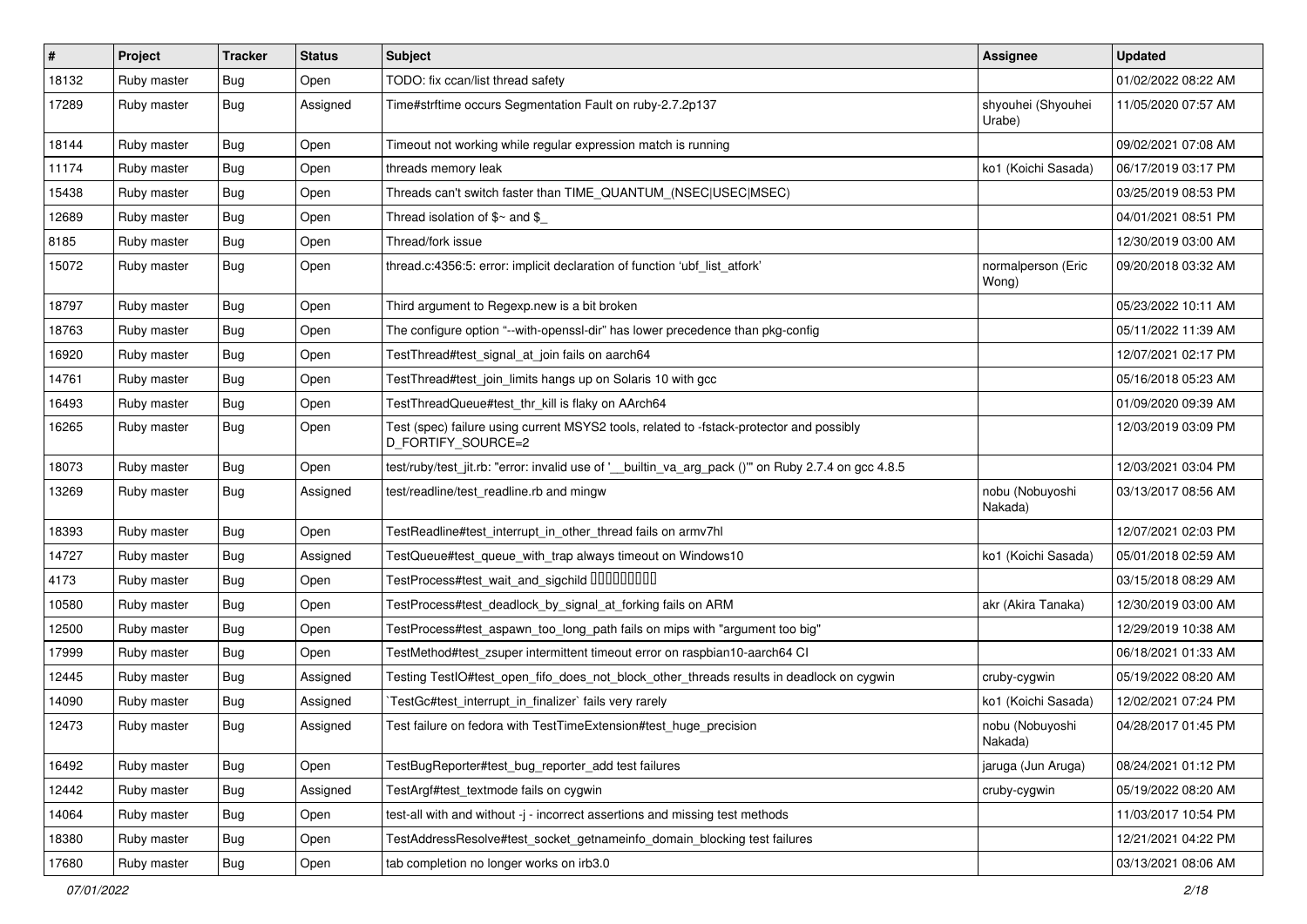| # | Project | Tracker | Status | Subject | Assignee | Updated |
|---|---|---|---|---|---|---|
| 18132 | Ruby master | Bug | Open | TODO: fix ccan/list thread safety | | 01/02/2022 08:22 AM |
| 17289 | Ruby master | Bug | Assigned | Time#strftime occurs Segmentation Fault on ruby-2.7.2p137 | shyouhei (Shyouhei Urabe) | 11/05/2020 07:57 AM |
| 18144 | Ruby master | Bug | Open | Timeout not working while regular expression match is running | | 09/02/2021 07:08 AM |
| 11174 | Ruby master | Bug | Open | threads memory leak | ko1 (Koichi Sasada) | 06/17/2019 03:17 PM |
| 15438 | Ruby master | Bug | Open | Threads can't switch faster than TIME_QUANTUM_(NSEC\|USEC\|MSEC) | | 03/25/2019 08:53 PM |
| 12689 | Ruby master | Bug | Open | Thread isolation of $~ and $_ | | 04/01/2021 08:51 PM |
| 8185 | Ruby master | Bug | Open | Thread/fork issue | | 12/30/2019 03:00 AM |
| 15072 | Ruby master | Bug | Open | thread.c:4356:5: error: implicit declaration of function ‘ubf_list_atfork’ | normalperson (Eric Wong) | 09/20/2018 03:32 AM |
| 18797 | Ruby master | Bug | Open | Third argument to Regexp.new is a bit broken | | 05/23/2022 10:11 AM |
| 18763 | Ruby master | Bug | Open | The configure option "--with-openssl-dir" has lower precedence than pkg-config | | 05/11/2022 11:39 AM |
| 16920 | Ruby master | Bug | Open | TestThread#test_signal_at_join fails on aarch64 | | 12/07/2021 02:17 PM |
| 14761 | Ruby master | Bug | Open | TestThread#test_join_limits hangs up on Solaris 10 with gcc | | 05/16/2018 05:23 AM |
| 16493 | Ruby master | Bug | Open | TestThreadQueue#test_thr_kill is flaky on AArch64 | | 01/09/2020 09:39 AM |
| 16265 | Ruby master | Bug | Open | Test (spec) failure using current MSYS2 tools, related to -fstack-protector and possibly D_FORTIFY_SOURCE=2 | | 12/03/2019 03:09 PM |
| 18073 | Ruby master | Bug | Open | test/ruby/test_jit.rb: "error: invalid use of '__builtin_va_arg_pack ()'" on Ruby 2.7.4 on gcc 4.8.5 | | 12/03/2021 03:04 PM |
| 13269 | Ruby master | Bug | Assigned | test/readline/test_readline.rb and mingw | nobu (Nobuyoshi Nakada) | 03/13/2017 08:56 AM |
| 18393 | Ruby master | Bug | Open | TestReadline#test_interrupt_in_other_thread fails on armv7hl | | 12/07/2021 02:03 PM |
| 14727 | Ruby master | Bug | Assigned | TestQueue#test_queue_with_trap always timeout on Windows10 | ko1 (Koichi Sasada) | 05/01/2018 02:59 AM |
| 4173 | Ruby master | Bug | Open | TestProcess#test_wait_and_sigchild □□□□□□□□□ | | 03/15/2018 08:29 AM |
| 10580 | Ruby master | Bug | Open | TestProcess#test_deadlock_by_signal_at_forking fails on ARM | akr (Akira Tanaka) | 12/30/2019 03:00 AM |
| 12500 | Ruby master | Bug | Open | TestProcess#test_aspawn_too_long_path fails on mips with "argument too big" | | 12/29/2019 10:38 AM |
| 17999 | Ruby master | Bug | Open | TestMethod#test_zsuper intermittent timeout error on raspbian10-aarch64 CI | | 06/18/2021 01:33 AM |
| 12445 | Ruby master | Bug | Assigned | Testing TestIO#test_open_fifo_does_not_block_other_threads results in deadlock on cygwin | cruby-cygwin | 05/19/2022 08:20 AM |
| 14090 | Ruby master | Bug | Assigned | `TestGc#test_interrupt_in_finalizer` fails very rarely | ko1 (Koichi Sasada) | 12/02/2021 07:24 PM |
| 12473 | Ruby master | Bug | Assigned | Test failure on fedora with TestTimeExtension#test_huge_precision | nobu (Nobuyoshi Nakada) | 04/28/2017 01:45 PM |
| 16492 | Ruby master | Bug | Open | TestBugReporter#test_bug_reporter_add test failures | jaruga (Jun Aruga) | 08/24/2021 01:12 PM |
| 12442 | Ruby master | Bug | Assigned | TestArgf#test_textmode fails on cygwin | cruby-cygwin | 05/19/2022 08:20 AM |
| 14064 | Ruby master | Bug | Open | test-all with and without -j - incorrect assertions and missing test methods | | 11/03/2017 10:54 PM |
| 18380 | Ruby master | Bug | Open | TestAddressResolve#test_socket_getnameinfo_domain_blocking test failures | | 12/21/2021 04:22 PM |
| 17680 | Ruby master | Bug | Open | tab completion no longer works on irb3.0 | | 03/13/2021 08:06 AM |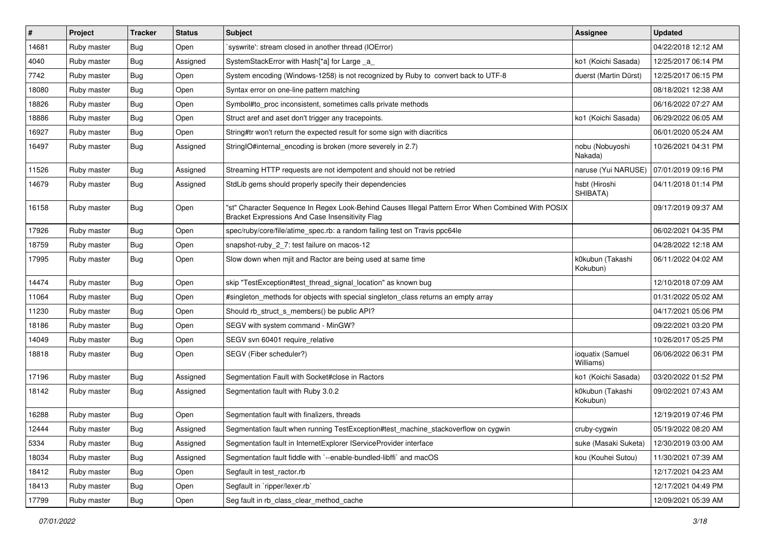| # | Project | Tracker | Status | Subject | Assignee | Updated |
|---|---|---|---|---|---|---|
| 14681 | Ruby master | Bug | Open | `syswrite': stream closed in another thread (IOError) | | 04/22/2018 12:12 AM |
| 4040 | Ruby master | Bug | Assigned | SystemStackError with Hash[*a] for Large _a_ | ko1 (Koichi Sasada) | 12/25/2017 06:14 PM |
| 7742 | Ruby master | Bug | Open | System encoding (Windows-1258) is not recognized by Ruby to convert back to UTF-8 | duerst (Martin Dürst) | 12/25/2017 06:15 PM |
| 18080 | Ruby master | Bug | Open | Syntax error on one-line pattern matching | | 08/18/2021 12:38 AM |
| 18826 | Ruby master | Bug | Open | Symbol#to_proc inconsistent, sometimes calls private methods | | 06/16/2022 07:27 AM |
| 18886 | Ruby master | Bug | Open | Struct aref and aset don't trigger any tracepoints. | ko1 (Koichi Sasada) | 06/29/2022 06:05 AM |
| 16927 | Ruby master | Bug | Open | String#tr won't return the expected result for some sign with diacritics | | 06/01/2020 05:24 AM |
| 16497 | Ruby master | Bug | Assigned | StringIO#internal_encoding is broken (more severely in 2.7) | nobu (Nobuyoshi Nakada) | 10/26/2021 04:31 PM |
| 11526 | Ruby master | Bug | Assigned | Streaming HTTP requests are not idempotent and should not be retried | naruse (Yui NARUSE) | 07/01/2019 09:16 PM |
| 14679 | Ruby master | Bug | Assigned | StdLib gems should properly specify their dependencies | hsbt (Hiroshi SHIBATA) | 04/11/2018 01:14 PM |
| 16158 | Ruby master | Bug | Open | "st" Character Sequence In Regex Look-Behind Causes Illegal Pattern Error When Combined With POSIX Bracket Expressions And Case Insensitivity Flag | | 09/17/2019 09:37 AM |
| 17926 | Ruby master | Bug | Open | spec/ruby/core/file/atime_spec.rb: a random failing test on Travis ppc64le | | 06/02/2021 04:35 PM |
| 18759 | Ruby master | Bug | Open | snapshot-ruby_2_7: test failure on macos-12 | | 04/28/2022 12:18 AM |
| 17995 | Ruby master | Bug | Open | Slow down when mjit and Ractor are being used at same time | k0kubun (Takashi Kokubun) | 06/11/2022 04:02 AM |
| 14474 | Ruby master | Bug | Open | skip "TestException#test_thread_signal_location" as known bug | | 12/10/2018 07:09 AM |
| 11064 | Ruby master | Bug | Open | #singleton_methods for objects with special singleton_class returns an empty array | | 01/31/2022 05:02 AM |
| 11230 | Ruby master | Bug | Open | Should rb_struct_s_members() be public API? | | 04/17/2021 05:06 PM |
| 18186 | Ruby master | Bug | Open | SEGV with system command - MinGW? | | 09/22/2021 03:20 PM |
| 14049 | Ruby master | Bug | Open | SEGV svn 60401 require_relative | | 10/26/2017 05:25 PM |
| 18818 | Ruby master | Bug | Open | SEGV (Fiber scheduler?) | ioquatix (Samuel Williams) | 06/06/2022 06:31 PM |
| 17196 | Ruby master | Bug | Assigned | Segmentation Fault with Socket#close in Ractors | ko1 (Koichi Sasada) | 03/20/2022 01:52 PM |
| 18142 | Ruby master | Bug | Assigned | Segmentation fault with Ruby 3.0.2 | k0kubun (Takashi Kokubun) | 09/02/2021 07:43 AM |
| 16288 | Ruby master | Bug | Open | Segmentation fault with finalizers, threads | | 12/19/2019 07:46 PM |
| 12444 | Ruby master | Bug | Assigned | Segmentation fault when running TestException#test_machine_stackoverflow on cygwin | cruby-cygwin | 05/19/2022 08:20 AM |
| 5334 | Ruby master | Bug | Assigned | Segmentation fault in InternetExplorer IServiceProvider interface | suke (Masaki Suketa) | 12/30/2019 03:00 AM |
| 18034 | Ruby master | Bug | Assigned | Segmentation fault fiddle with `--enable-bundled-libffi` and macOS | kou (Kouhei Sutou) | 11/30/2021 07:39 AM |
| 18412 | Ruby master | Bug | Open | Segfault in test_ractor.rb | | 12/17/2021 04:23 AM |
| 18413 | Ruby master | Bug | Open | Segfault in `ripper/lexer.rb` | | 12/17/2021 04:49 PM |
| 17799 | Ruby master | Bug | Open | Seg fault in rb_class_clear_method_cache | | 12/09/2021 05:39 AM |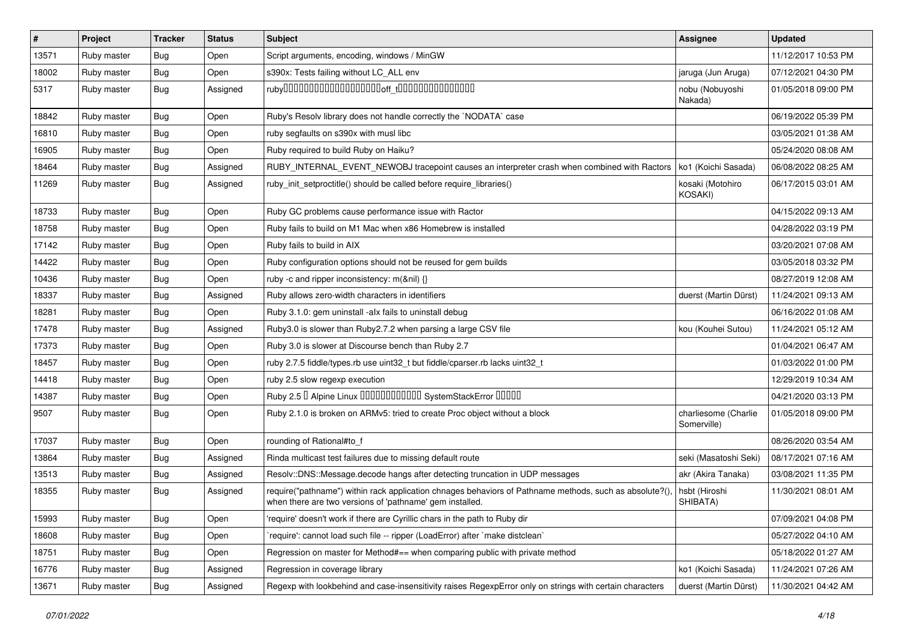| # | Project | Tracker | Status | Subject | Assignee | Updated |
|---|---|---|---|---|---|---|
| 13571 | Ruby master | Bug | Open | Script arguments, encoding, windows / MinGW | | 11/12/2017 10:53 PM |
| 18002 | Ruby master | Bug | Open | s390x: Tests failing without LC_ALL env | jaruga (Jun Aruga) | 07/12/2021 04:30 PM |
| 5317 | Ruby master | Bug | Assigned | ruby□□□□□□□□□□□□□□□□□□□□off_t□□□□□□□□□□□□□□□□ | nobu (Nobuyoshi Nakada) | 01/05/2018 09:00 PM |
| 18842 | Ruby master | Bug | Open | Ruby's Resolv library does not handle correctly the `NODATA` case | | 06/19/2022 05:39 PM |
| 16810 | Ruby master | Bug | Open | ruby segfaults on s390x with musl libc | | 03/05/2021 01:38 AM |
| 16905 | Ruby master | Bug | Open | Ruby required to build Ruby on Haiku? | | 05/24/2020 08:08 AM |
| 18464 | Ruby master | Bug | Assigned | RUBY_INTERNAL_EVENT_NEWOBJ tracepoint causes an interpreter crash when combined with Ractors | ko1 (Koichi Sasada) | 06/08/2022 08:25 AM |
| 11269 | Ruby master | Bug | Assigned | ruby_init_setproctitle() should be called before require_libraries() | kosaki (Motohiro KOSAKI) | 06/17/2015 03:01 AM |
| 18733 | Ruby master | Bug | Open | Ruby GC problems cause performance issue with Ractor | | 04/15/2022 09:13 AM |
| 18758 | Ruby master | Bug | Open | Ruby fails to build on M1 Mac when x86 Homebrew is installed | | 04/28/2022 03:19 PM |
| 17142 | Ruby master | Bug | Open | Ruby fails to build in AIX | | 03/20/2021 07:08 AM |
| 14422 | Ruby master | Bug | Open | Ruby configuration options should not be reused for gem builds | | 03/05/2018 03:32 PM |
| 10436 | Ruby master | Bug | Open | ruby -c and ripper inconsistency: m(&nil) {} | | 08/27/2019 12:08 AM |
| 18337 | Ruby master | Bug | Assigned | Ruby allows zero-width characters in identifiers | duerst (Martin Dürst) | 11/24/2021 09:13 AM |
| 18281 | Ruby master | Bug | Open | Ruby 3.1.0: gem uninstall -alx fails to uninstall debug | | 06/16/2022 01:08 AM |
| 17478 | Ruby master | Bug | Assigned | Ruby3.0 is slower than Ruby2.7.2 when parsing a large CSV file | kou (Kouhei Sutou) | 11/24/2021 05:12 AM |
| 17373 | Ruby master | Bug | Open | Ruby 3.0 is slower at Discourse bench than Ruby 2.7 | | 01/04/2021 06:47 AM |
| 18457 | Ruby master | Bug | Open | ruby 2.7.5 fiddle/types.rb use uint32_t but fiddle/cparser.rb lacks uint32_t | | 01/03/2022 01:00 PM |
| 14418 | Ruby master | Bug | Open | ruby 2.5 slow regexp execution | | 12/29/2019 10:34 AM |
| 14387 | Ruby master | Bug | Open | Ruby 2.5 □ Alpine Linux □□□□□□□□□□□□ SystemStackError □□□□□ | | 04/21/2020 03:13 PM |
| 9507 | Ruby master | Bug | Open | Ruby 2.1.0 is broken on ARMv5: tried to create Proc object without a block | charliesome (Charlie Somerville) | 01/05/2018 09:00 PM |
| 17037 | Ruby master | Bug | Open | rounding of Rational#to_f | | 08/26/2020 03:54 AM |
| 13864 | Ruby master | Bug | Assigned | Rinda multicast test failures due to missing default route | seki (Masatoshi Seki) | 08/17/2021 07:16 AM |
| 13513 | Ruby master | Bug | Assigned | Resolv::DNS::Message.decode hangs after detecting truncation in UDP messages | akr (Akira Tanaka) | 03/08/2021 11:35 PM |
| 18355 | Ruby master | Bug | Assigned | require("pathname") within rack application chnages behaviors of Pathname methods, such as absolute?(), when there are two versions of 'pathname' gem installed. | hsbt (Hiroshi SHIBATA) | 11/30/2021 08:01 AM |
| 15993 | Ruby master | Bug | Open | 'require' doesn't work if there are Cyrillic chars in the path to Ruby dir | | 07/09/2021 04:08 PM |
| 18608 | Ruby master | Bug | Open | `require': cannot load such file -- ripper (LoadError) after `make distclean` | | 05/27/2022 04:10 AM |
| 18751 | Ruby master | Bug | Open | Regression on master for Method#== when comparing public with private method | | 05/18/2022 01:27 AM |
| 16776 | Ruby master | Bug | Assigned | Regression in coverage library | ko1 (Koichi Sasada) | 11/24/2021 07:26 AM |
| 13671 | Ruby master | Bug | Assigned | Regexp with lookbehind and case-insensitivity raises RegexpError only on strings with certain characters | duerst (Martin Dürst) | 11/30/2021 04:42 AM |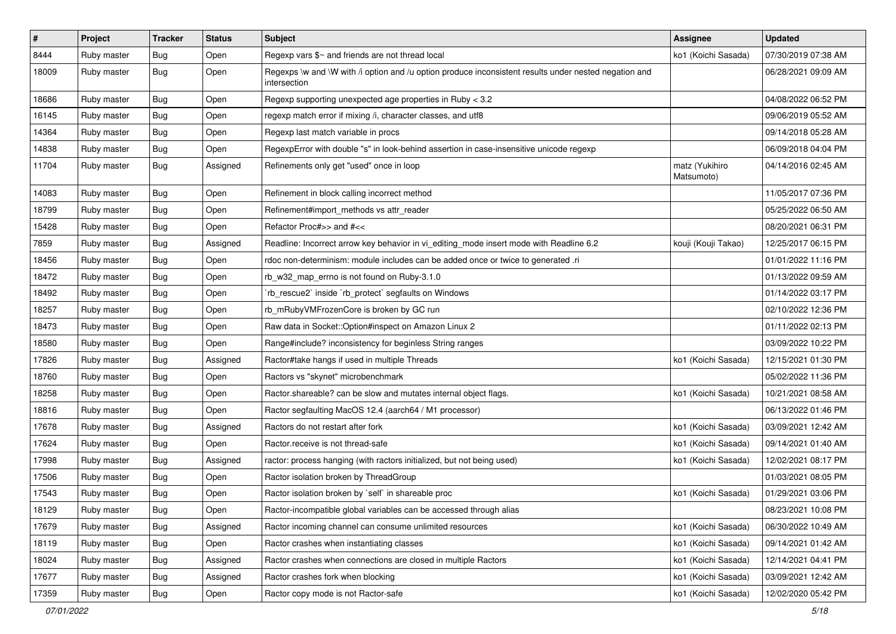| # | Project | Tracker | Status | Subject | Assignee | Updated |
|---|---|---|---|---|---|---|
| 8444 | Ruby master | Bug | Open | Regexp vars $~ and friends are not thread local | ko1 (Koichi Sasada) | 07/30/2019 07:38 AM |
| 18009 | Ruby master | Bug | Open | Regexps \w and \W with /i option and /u option produce inconsistent results under nested negation and intersection | | 06/28/2021 09:09 AM |
| 18686 | Ruby master | Bug | Open | Regexp supporting unexpected age properties in Ruby < 3.2 | | 04/08/2022 06:52 PM |
| 16145 | Ruby master | Bug | Open | regexp match error if mixing /i, character classes, and utf8 | | 09/06/2019 05:52 AM |
| 14364 | Ruby master | Bug | Open | Regexp last match variable in procs | | 09/14/2018 05:28 AM |
| 14838 | Ruby master | Bug | Open | RegexpError with double "s" in look-behind assertion in case-insensitive unicode regexp | | 06/09/2018 04:04 PM |
| 11704 | Ruby master | Bug | Assigned | Refinements only get "used" once in loop | matz (Yukihiro Matsumoto) | 04/14/2016 02:45 AM |
| 14083 | Ruby master | Bug | Open | Refinement in block calling incorrect method | | 11/05/2017 07:36 PM |
| 18799 | Ruby master | Bug | Open | Refinement#import_methods vs attr_reader | | 05/25/2022 06:50 AM |
| 15428 | Ruby master | Bug | Open | Refactor Proc#>> and #<< | | 08/20/2021 06:31 PM |
| 7859 | Ruby master | Bug | Assigned | Readline: Incorrect arrow key behavior in vi_editing_mode insert mode with Readline 6.2 | kouji (Kouji Takao) | 12/25/2017 06:15 PM |
| 18456 | Ruby master | Bug | Open | rdoc non-determinism: module includes can be added once or twice to generated .ri | | 01/01/2022 11:16 PM |
| 18472 | Ruby master | Bug | Open | rb_w32_map_errno is not found on Ruby-3.1.0 | | 01/13/2022 09:59 AM |
| 18492 | Ruby master | Bug | Open | `rb_rescue2` inside `rb_protect` segfaults on Windows | | 01/14/2022 03:17 PM |
| 18257 | Ruby master | Bug | Open | rb_mRubyVMFrozenCore is broken by GC run | | 02/10/2022 12:36 PM |
| 18473 | Ruby master | Bug | Open | Raw data in Socket::Option#inspect on Amazon Linux 2 | | 01/11/2022 02:13 PM |
| 18580 | Ruby master | Bug | Open | Range#include? inconsistency for beginless String ranges | | 03/09/2022 10:22 PM |
| 17826 | Ruby master | Bug | Assigned | Ractor#take hangs if used in multiple Threads | ko1 (Koichi Sasada) | 12/15/2021 01:30 PM |
| 18760 | Ruby master | Bug | Open | Ractors vs "skynet" microbenchmark | | 05/02/2022 11:36 PM |
| 18258 | Ruby master | Bug | Open | Ractor.shareable? can be slow and mutates internal object flags. | ko1 (Koichi Sasada) | 10/21/2021 08:58 AM |
| 18816 | Ruby master | Bug | Open | Ractor segfaulting MacOS 12.4 (aarch64 / M1 processor) | | 06/13/2022 01:46 PM |
| 17678 | Ruby master | Bug | Assigned | Ractors do not restart after fork | ko1 (Koichi Sasada) | 03/09/2021 12:42 AM |
| 17624 | Ruby master | Bug | Open | Ractor.receive is not thread-safe | ko1 (Koichi Sasada) | 09/14/2021 01:40 AM |
| 17998 | Ruby master | Bug | Assigned | ractor: process hanging (with ractors initialized, but not being used) | ko1 (Koichi Sasada) | 12/02/2021 08:17 PM |
| 17506 | Ruby master | Bug | Open | Ractor isolation broken by ThreadGroup | | 01/03/2021 08:05 PM |
| 17543 | Ruby master | Bug | Open | Ractor isolation broken by `self` in shareable proc | ko1 (Koichi Sasada) | 01/29/2021 03:06 PM |
| 18129 | Ruby master | Bug | Open | Ractor-incompatible global variables can be accessed through alias | | 08/23/2021 10:08 PM |
| 17679 | Ruby master | Bug | Assigned | Ractor incoming channel can consume unlimited resources | ko1 (Koichi Sasada) | 06/30/2022 10:49 AM |
| 18119 | Ruby master | Bug | Open | Ractor crashes when instantiating classes | ko1 (Koichi Sasada) | 09/14/2021 01:42 AM |
| 18024 | Ruby master | Bug | Assigned | Ractor crashes when connections are closed in multiple Ractors | ko1 (Koichi Sasada) | 12/14/2021 04:41 PM |
| 17677 | Ruby master | Bug | Assigned | Ractor crashes fork when blocking | ko1 (Koichi Sasada) | 03/09/2021 12:42 AM |
| 17359 | Ruby master | Bug | Open | Ractor copy mode is not Ractor-safe | ko1 (Koichi Sasada) | 12/02/2020 05:42 PM |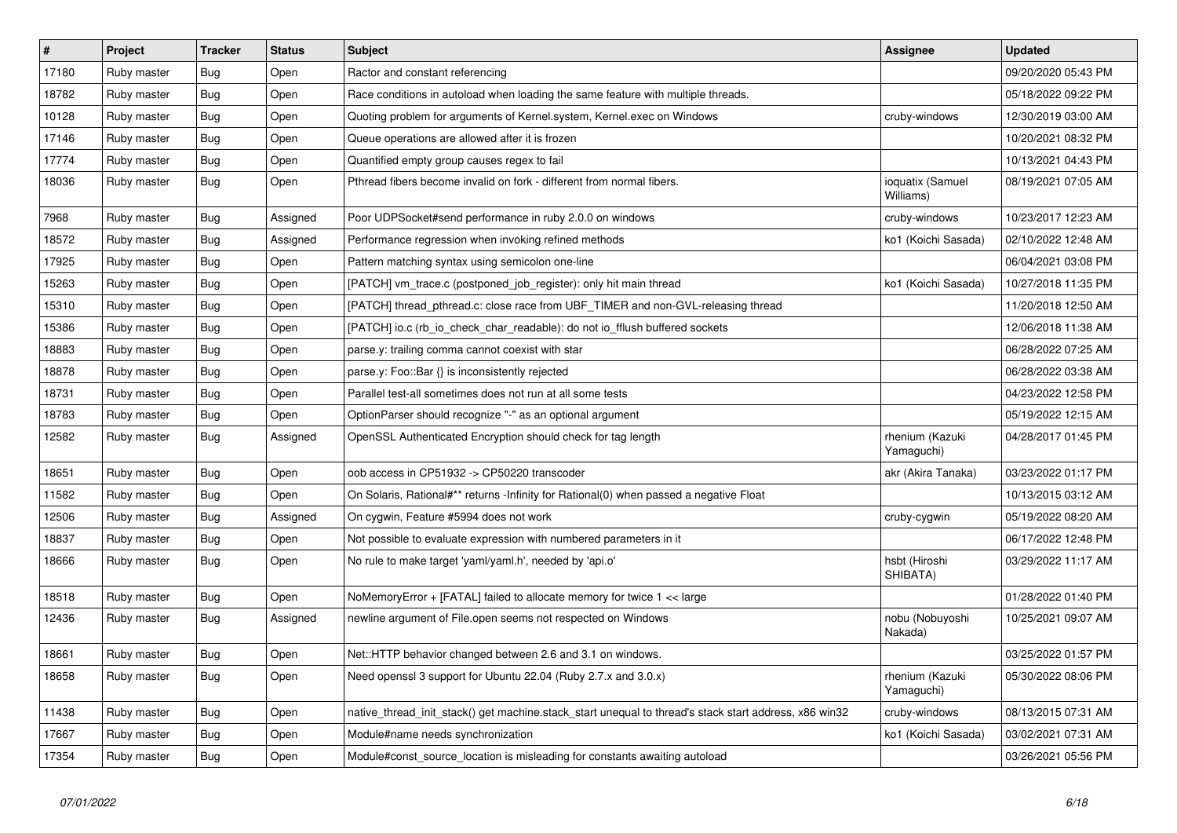| # | Project | Tracker | Status | Subject | Assignee | Updated |
|---|---|---|---|---|---|---|
| 17180 | Ruby master | Bug | Open | Ractor and constant referencing | | 09/20/2020 05:43 PM |
| 18782 | Ruby master | Bug | Open | Race conditions in autoload when loading the same feature with multiple threads. | | 05/18/2022 09:22 PM |
| 10128 | Ruby master | Bug | Open | Quoting problem for arguments of Kernel.system, Kernel.exec on Windows | cruby-windows | 12/30/2019 03:00 AM |
| 17146 | Ruby master | Bug | Open | Queue operations are allowed after it is frozen | | 10/20/2021 08:32 PM |
| 17774 | Ruby master | Bug | Open | Quantified empty group causes regex to fail | | 10/13/2021 04:43 PM |
| 18036 | Ruby master | Bug | Open | Pthread fibers become invalid on fork - different from normal fibers. | ioquatix (Samuel Williams) | 08/19/2021 07:05 AM |
| 7968 | Ruby master | Bug | Assigned | Poor UDPSocket#send performance in ruby 2.0.0 on windows | cruby-windows | 10/23/2017 12:23 AM |
| 18572 | Ruby master | Bug | Assigned | Performance regression when invoking refined methods | ko1 (Koichi Sasada) | 02/10/2022 12:48 AM |
| 17925 | Ruby master | Bug | Open | Pattern matching syntax using semicolon one-line | | 06/04/2021 03:08 PM |
| 15263 | Ruby master | Bug | Open | [PATCH] vm_trace.c (postponed_job_register): only hit main thread | ko1 (Koichi Sasada) | 10/27/2018 11:35 PM |
| 15310 | Ruby master | Bug | Open | [PATCH] thread_pthread.c: close race from UBF_TIMER and non-GVL-releasing thread | | 11/20/2018 12:50 AM |
| 15386 | Ruby master | Bug | Open | [PATCH] io.c (rb_io_check_char_readable): do not io_fflush buffered sockets | | 12/06/2018 11:38 AM |
| 18883 | Ruby master | Bug | Open | parse.y: trailing comma cannot coexist with star | | 06/28/2022 07:25 AM |
| 18878 | Ruby master | Bug | Open | parse.y: Foo::Bar {} is inconsistently rejected | | 06/28/2022 03:38 AM |
| 18731 | Ruby master | Bug | Open | Parallel test-all sometimes does not run at all some tests | | 04/23/2022 12:58 PM |
| 18783 | Ruby master | Bug | Open | OptionParser should recognize "-" as an optional argument | | 05/19/2022 12:15 AM |
| 12582 | Ruby master | Bug | Assigned | OpenSSL Authenticated Encryption should check for tag length | rhenium (Kazuki Yamaguchi) | 04/28/2017 01:45 PM |
| 18651 | Ruby master | Bug | Open | oob access in CP51932 -> CP50220 transcoder | akr (Akira Tanaka) | 03/23/2022 01:17 PM |
| 11582 | Ruby master | Bug | Open | On Solaris, Rational#** returns -Infinity for Rational(0) when passed a negative Float | | 10/13/2015 03:12 AM |
| 12506 | Ruby master | Bug | Assigned | On cygwin, Feature #5994 does not work | cruby-cygwin | 05/19/2022 08:20 AM |
| 18837 | Ruby master | Bug | Open | Not possible to evaluate expression with numbered parameters in it | | 06/17/2022 12:48 PM |
| 18666 | Ruby master | Bug | Open | No rule to make target 'yaml/yaml.h', needed by 'api.o' | hsbt (Hiroshi SHIBATA) | 03/29/2022 11:17 AM |
| 18518 | Ruby master | Bug | Open | NoMemoryError + [FATAL] failed to allocate memory for twice 1 << large | | 01/28/2022 01:40 PM |
| 12436 | Ruby master | Bug | Assigned | newline argument of File.open seems not respected on Windows | nobu (Nobuyoshi Nakada) | 10/25/2021 09:07 AM |
| 18661 | Ruby master | Bug | Open | Net::HTTP behavior changed between 2.6 and 3.1 on windows. | | 03/25/2022 01:57 PM |
| 18658 | Ruby master | Bug | Open | Need openssl 3 support for Ubuntu 22.04 (Ruby 2.7.x and 3.0.x) | rhenium (Kazuki Yamaguchi) | 05/30/2022 08:06 PM |
| 11438 | Ruby master | Bug | Open | native_thread_init_stack() get machine.stack_start unequal to thread's stack start address, x86 win32 | cruby-windows | 08/13/2015 07:31 AM |
| 17667 | Ruby master | Bug | Open | Module#name needs synchronization | ko1 (Koichi Sasada) | 03/02/2021 07:31 AM |
| 17354 | Ruby master | Bug | Open | Module#const_source_location is misleading for constants awaiting autoload | | 03/26/2021 05:56 PM |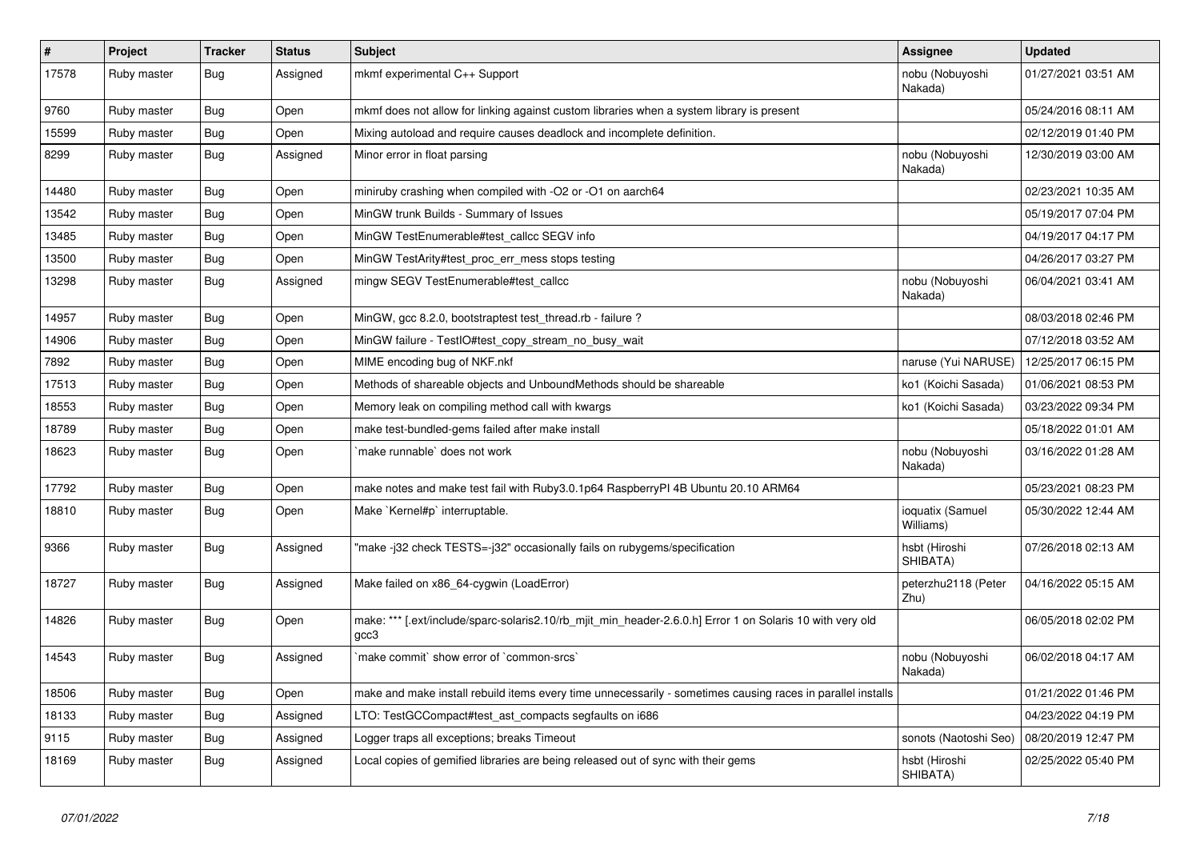| # | Project | Tracker | Status | Subject | Assignee | Updated |
| --- | --- | --- | --- | --- | --- | --- |
| 17578 | Ruby master | Bug | Assigned | mkmf experimental C++ Support | nobu (Nobuyoshi Nakada) | 01/27/2021 03:51 AM |
| 9760 | Ruby master | Bug | Open | mkmf does not allow for linking against custom libraries when a system library is present | | 05/24/2016 08:11 AM |
| 15599 | Ruby master | Bug | Open | Mixing autoload and require causes deadlock and incomplete definition. | | 02/12/2019 01:40 PM |
| 8299 | Ruby master | Bug | Assigned | Minor error in float parsing | nobu (Nobuyoshi Nakada) | 12/30/2019 03:00 AM |
| 14480 | Ruby master | Bug | Open | miniruby crashing when compiled with -O2 or -O1 on aarch64 | | 02/23/2021 10:35 AM |
| 13542 | Ruby master | Bug | Open | MinGW trunk Builds - Summary of Issues | | 05/19/2017 07:04 PM |
| 13485 | Ruby master | Bug | Open | MinGW TestEnumerable#test_callcc SEGV info | | 04/19/2017 04:17 PM |
| 13500 | Ruby master | Bug | Open | MinGW TestArity#test_proc_err_mess stops testing | | 04/26/2017 03:27 PM |
| 13298 | Ruby master | Bug | Assigned | mingw SEGV TestEnumerable#test_callcc | nobu (Nobuyoshi Nakada) | 06/04/2021 03:41 AM |
| 14957 | Ruby master | Bug | Open | MinGW, gcc 8.2.0, bootstraptest test_thread.rb - failure ? | | 08/03/2018 02:46 PM |
| 14906 | Ruby master | Bug | Open | MinGW failure - TestIO#test_copy_stream_no_busy_wait | | 07/12/2018 03:52 AM |
| 7892 | Ruby master | Bug | Open | MIME encoding bug of NKF.nkf | naruse (Yui NARUSE) | 12/25/2017 06:15 PM |
| 17513 | Ruby master | Bug | Open | Methods of shareable objects and UnboundMethods should be shareable | ko1 (Koichi Sasada) | 01/06/2021 08:53 PM |
| 18553 | Ruby master | Bug | Open | Memory leak on compiling method call with kwargs | ko1 (Koichi Sasada) | 03/23/2022 09:34 PM |
| 18789 | Ruby master | Bug | Open | make test-bundled-gems failed after make install | | 05/18/2022 01:01 AM |
| 18623 | Ruby master | Bug | Open | `make runnable` does not work | nobu (Nobuyoshi Nakada) | 03/16/2022 01:28 AM |
| 17792 | Ruby master | Bug | Open | make notes and make test fail with Ruby3.0.1p64 RaspberryPI 4B Ubuntu 20.10 ARM64 | | 05/23/2021 08:23 PM |
| 18810 | Ruby master | Bug | Open | Make `Kernel#p` interruptable. | ioquatix (Samuel Williams) | 05/30/2022 12:44 AM |
| 9366 | Ruby master | Bug | Assigned | "make -j32 check TESTS=-j32" occasionally fails on rubygems/specification | hsbt (Hiroshi SHIBATA) | 07/26/2018 02:13 AM |
| 18727 | Ruby master | Bug | Assigned | Make failed on x86_64-cygwin (LoadError) | peterzhu2118 (Peter Zhu) | 04/16/2022 05:15 AM |
| 14826 | Ruby master | Bug | Open | make: *** [.ext/include/sparc-solaris2.10/rb_mjit_min_header-2.6.0.h] Error 1 on Solaris 10 with very old gcc3 | | 06/05/2018 02:02 PM |
| 14543 | Ruby master | Bug | Assigned | `make commit` show error of `common-srcs` | nobu (Nobuyoshi Nakada) | 06/02/2018 04:17 AM |
| 18506 | Ruby master | Bug | Open | make and make install rebuild items every time unnecessarily - sometimes causing races in parallel installs | | 01/21/2022 01:46 PM |
| 18133 | Ruby master | Bug | Assigned | LTO: TestGCCompact#test_ast_compacts segfaults on i686 | | 04/23/2022 04:19 PM |
| 9115 | Ruby master | Bug | Assigned | Logger traps all exceptions; breaks Timeout | sonots (Naotoshi Seo) | 08/20/2019 12:47 PM |
| 18169 | Ruby master | Bug | Assigned | Local copies of gemified libraries are being released out of sync with their gems | hsbt (Hiroshi SHIBATA) | 02/25/2022 05:40 PM |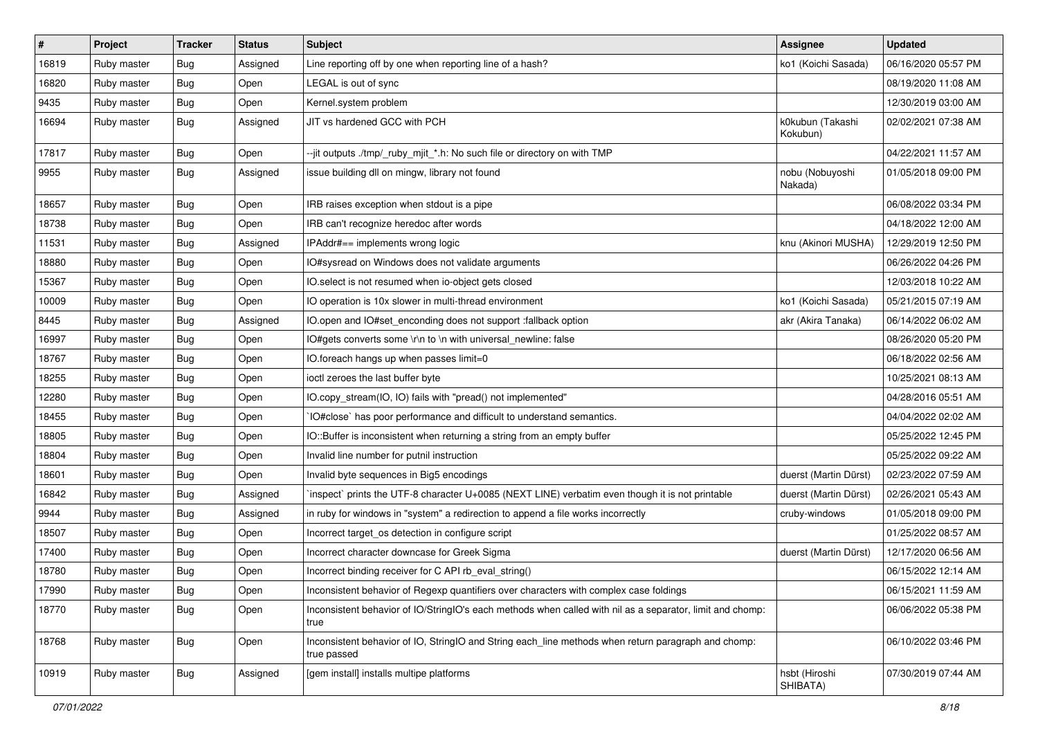| # | Project | Tracker | Status | Subject | Assignee | Updated |
|---|---|---|---|---|---|---|
| 16819 | Ruby master | Bug | Assigned | Line reporting off by one when reporting line of a hash? | ko1 (Koichi Sasada) | 06/16/2020 05:57 PM |
| 16820 | Ruby master | Bug | Open | LEGAL is out of sync | | 08/19/2020 11:08 AM |
| 9435 | Ruby master | Bug | Open | Kernel.system problem | | 12/30/2019 03:00 AM |
| 16694 | Ruby master | Bug | Assigned | JIT vs hardened GCC with PCH | k0kubun (Takashi Kokubun) | 02/02/2021 07:38 AM |
| 17817 | Ruby master | Bug | Open | --jit outputs ./tmp/_ruby_mjit_*.h: No such file or directory on with TMP | | 04/22/2021 11:57 AM |
| 9955 | Ruby master | Bug | Assigned | issue building dll on mingw, library not found | nobu (Nobuyoshi Nakada) | 01/05/2018 09:00 PM |
| 18657 | Ruby master | Bug | Open | IRB raises exception when stdout is a pipe | | 06/08/2022 03:34 PM |
| 18738 | Ruby master | Bug | Open | IRB can't recognize heredoc after words | | 04/18/2022 12:00 AM |
| 11531 | Ruby master | Bug | Assigned | IPAddr#== implements wrong logic | knu (Akinori MUSHA) | 12/29/2019 12:50 PM |
| 18880 | Ruby master | Bug | Open | IO#sysread on Windows does not validate arguments | | 06/26/2022 04:26 PM |
| 15367 | Ruby master | Bug | Open | IO.select is not resumed when io-object gets closed | | 12/03/2018 10:22 AM |
| 10009 | Ruby master | Bug | Open | IO operation is 10x slower in multi-thread environment | ko1 (Koichi Sasada) | 05/21/2015 07:19 AM |
| 8445 | Ruby master | Bug | Assigned | IO.open and IO#set_enconding does not support :fallback option | akr (Akira Tanaka) | 06/14/2022 06:02 AM |
| 16997 | Ruby master | Bug | Open | IO#gets converts some \r\n to \n with universal_newline: false | | 08/26/2020 05:20 PM |
| 18767 | Ruby master | Bug | Open | IO.foreach hangs up when passes limit=0 | | 06/18/2022 02:56 AM |
| 18255 | Ruby master | Bug | Open | ioctl zeroes the last buffer byte | | 10/25/2021 08:13 AM |
| 12280 | Ruby master | Bug | Open | IO.copy_stream(IO, IO) fails with "pread() not implemented" | | 04/28/2016 05:51 AM |
| 18455 | Ruby master | Bug | Open | `IO#close` has poor performance and difficult to understand semantics. | | 04/04/2022 02:02 AM |
| 18805 | Ruby master | Bug | Open | IO::Buffer is inconsistent when returning a string from an empty buffer | | 05/25/2022 12:45 PM |
| 18804 | Ruby master | Bug | Open | Invalid line number for putnil instruction | | 05/25/2022 09:22 AM |
| 18601 | Ruby master | Bug | Open | Invalid byte sequences in Big5 encodings | duerst (Martin Dürst) | 02/23/2022 07:59 AM |
| 16842 | Ruby master | Bug | Assigned | `inspect` prints the UTF-8 character U+0085 (NEXT LINE) verbatim even though it is not printable | duerst (Martin Dürst) | 02/26/2021 05:43 AM |
| 9944 | Ruby master | Bug | Assigned | in ruby for windows in "system" a redirection to append a file works incorrectly | cruby-windows | 01/05/2018 09:00 PM |
| 18507 | Ruby master | Bug | Open | Incorrect target_os detection in configure script | | 01/25/2022 08:57 AM |
| 17400 | Ruby master | Bug | Open | Incorrect character downcase for Greek Sigma | duerst (Martin Dürst) | 12/17/2020 06:56 AM |
| 18780 | Ruby master | Bug | Open | Incorrect binding receiver for C API rb_eval_string() | | 06/15/2022 12:14 AM |
| 17990 | Ruby master | Bug | Open | Inconsistent behavior of Regexp quantifiers over characters with complex case foldings | | 06/15/2021 11:59 AM |
| 18770 | Ruby master | Bug | Open | Inconsistent behavior of IO/StringIO's each methods when called with nil as a separator, limit and chomp: true | | 06/06/2022 05:38 PM |
| 18768 | Ruby master | Bug | Open | Inconsistent behavior of IO, StringIO and String each_line methods when return paragraph and chomp: true passed | | 06/10/2022 03:46 PM |
| 10919 | Ruby master | Bug | Assigned | [gem install] installs multipe platforms | hsbt (Hiroshi SHIBATA) | 07/30/2019 07:44 AM |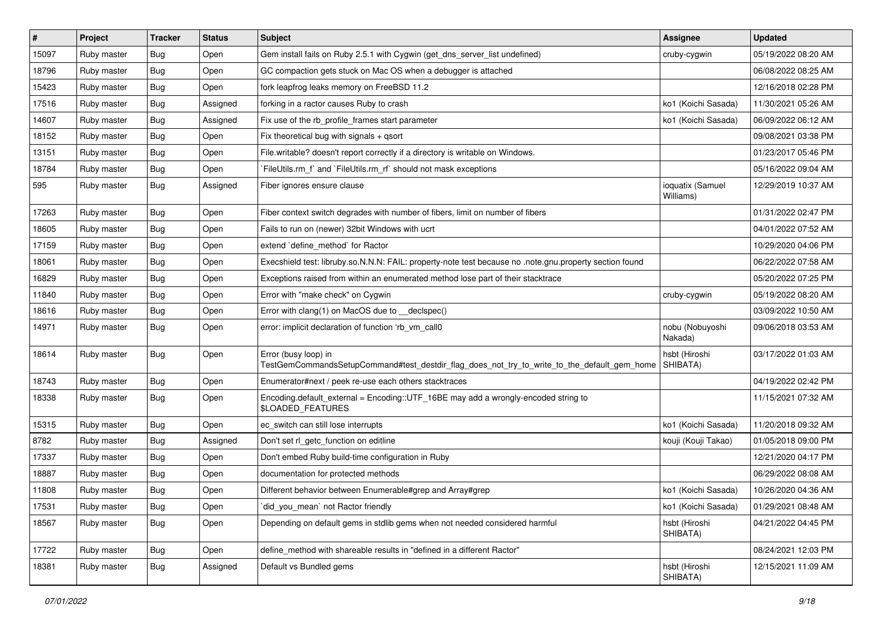| # | Project | Tracker | Status | Subject | Assignee | Updated |
|---|---|---|---|---|---|---|
| 15097 | Ruby master | Bug | Open | Gem install fails on Ruby 2.5.1 with Cygwin (get_dns_server_list undefined) | cruby-cygwin | 05/19/2022 08:20 AM |
| 18796 | Ruby master | Bug | Open | GC compaction gets stuck on Mac OS when a debugger is attached | | 06/08/2022 08:25 AM |
| 15423 | Ruby master | Bug | Open | fork leapfrog leaks memory on FreeBSD 11.2 | | 12/16/2018 02:28 PM |
| 17516 | Ruby master | Bug | Assigned | forking in a ractor causes Ruby to crash | ko1 (Koichi Sasada) | 11/30/2021 05:26 AM |
| 14607 | Ruby master | Bug | Assigned | Fix use of the rb_profile_frames start parameter | ko1 (Koichi Sasada) | 06/09/2022 06:12 AM |
| 18152 | Ruby master | Bug | Open | Fix theoretical bug with signals + qsort | | 09/08/2021 03:38 PM |
| 13151 | Ruby master | Bug | Open | File.writable? doesn't report correctly if a directory is writable on Windows. | | 01/23/2017 05:46 PM |
| 18784 | Ruby master | Bug | Open | `FileUtils.rm_f` and `FileUtils.rm_rf` should not mask exceptions | | 05/16/2022 09:04 AM |
| 595 | Ruby master | Bug | Assigned | Fiber ignores ensure clause | ioquatix (Samuel Williams) | 12/29/2019 10:37 AM |
| 17263 | Ruby master | Bug | Open | Fiber context switch degrades with number of fibers, limit on number of fibers | | 01/31/2022 02:47 PM |
| 18605 | Ruby master | Bug | Open | Fails to run on (newer) 32bit Windows with ucrt | | 04/01/2022 07:52 AM |
| 17159 | Ruby master | Bug | Open | extend `define_method` for Ractor | | 10/29/2020 04:06 PM |
| 18061 | Ruby master | Bug | Open | Execshield test: libruby.so.N.N.N: FAIL: property-note test because no .note.gnu.property section found | | 06/22/2022 07:58 AM |
| 16829 | Ruby master | Bug | Open | Exceptions raised from within an enumerated method lose part of their stacktrace | | 05/20/2022 07:25 PM |
| 11840 | Ruby master | Bug | Open | Error with "make check" on Cygwin | cruby-cygwin | 05/19/2022 08:20 AM |
| 18616 | Ruby master | Bug | Open | Error with clang(1) on MacOS due to __declspec() | | 03/09/2022 10:50 AM |
| 14971 | Ruby master | Bug | Open | error: implicit declaration of function 'rb_vm_call0 | nobu (Nobuyoshi Nakada) | 09/06/2018 03:53 AM |
| 18614 | Ruby master | Bug | Open | Error (busy loop) in TestGemCommandsSetupCommand#test_destdir_flag_does_not_try_to_write_to_the_default_gem_home | hsbt (Hiroshi SHIBATA) | 03/17/2022 01:03 AM |
| 18743 | Ruby master | Bug | Open | Enumerator#next / peek re-use each others stacktraces | | 04/19/2022 02:42 PM |
| 18338 | Ruby master | Bug | Open | Encoding.default_external = Encoding::UTF_16BE may add a wrongly-encoded string to $LOADED_FEATURES | | 11/15/2021 07:32 AM |
| 15315 | Ruby master | Bug | Open | ec_switch can still lose interrupts | ko1 (Koichi Sasada) | 11/20/2018 09:32 AM |
| 8782 | Ruby master | Bug | Assigned | Don't set rl_getc_function on editline | kouji (Kouji Takao) | 01/05/2018 09:00 PM |
| 17337 | Ruby master | Bug | Open | Don't embed Ruby build-time configuration in Ruby | | 12/21/2020 04:17 PM |
| 18887 | Ruby master | Bug | Open | documentation for protected methods | | 06/29/2022 08:08 AM |
| 11808 | Ruby master | Bug | Open | Different behavior between Enumerable#grep and Array#grep | ko1 (Koichi Sasada) | 10/26/2020 04:36 AM |
| 17531 | Ruby master | Bug | Open | `did_you_mean` not Ractor friendly | ko1 (Koichi Sasada) | 01/29/2021 08:48 AM |
| 18567 | Ruby master | Bug | Open | Depending on default gems in stdlib gems when not needed considered harmful | hsbt (Hiroshi SHIBATA) | 04/21/2022 04:45 PM |
| 17722 | Ruby master | Bug | Open | define_method with shareable results in "defined in a different Ractor" | | 08/24/2021 12:03 PM |
| 18381 | Ruby master | Bug | Assigned | Default vs Bundled gems | hsbt (Hiroshi SHIBATA) | 12/15/2021 11:09 AM |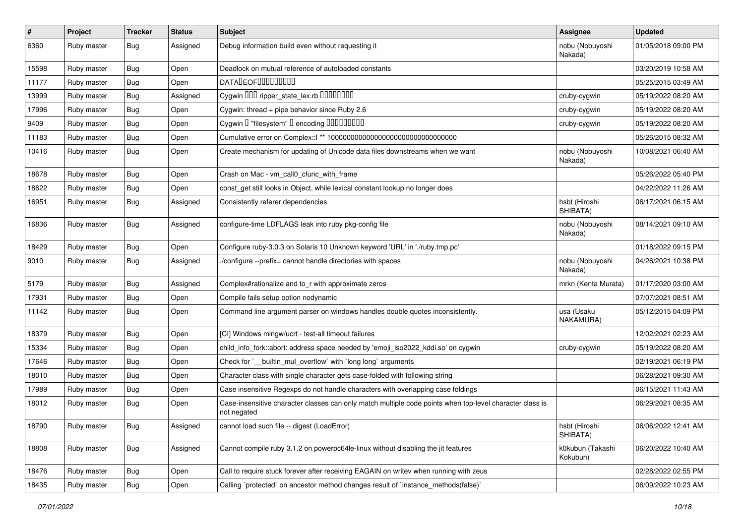| # | Project | Tracker | Status | Subject | Assignee | Updated |
|---|---|---|---|---|---|---|
| 6360 | Ruby master | Bug | Assigned | Debug information build even without requesting it | nobu (Nobuyoshi Nakada) | 01/05/2018 09:00 PM |
| 15598 | Ruby master | Bug | Open | Deadlock on mutual reference of autoloaded constants |  | 03/20/2019 10:58 AM |
| 11177 | Ruby master | Bug | Open | DATA�EOF���������� |  | 05/25/2015 03:49 AM |
| 13999 | Ruby master | Bug | Assigned | Cygwin ��� ripper_state_lex.rb ��������� | cruby-cygwin | 05/19/2022 08:20 AM |
| 17996 | Ruby master | Bug | Open | Cygwin: thread + pipe behavior since Ruby 2.6 | cruby-cygwin | 05/19/2022 08:20 AM |
| 9409 | Ruby master | Bug | Open | Cygwin � "filesystem" � encoding ��������� | cruby-cygwin | 05/19/2022 08:20 AM |
| 11183 | Ruby master | Bug | Open | Cumulative error on Complex::I ** 100000000000000000000000000000000 |  | 05/26/2015 08:32 AM |
| 10416 | Ruby master | Bug | Open | Create mechanism for updating of Unicode data files downstreams when we want | nobu (Nobuyoshi Nakada) | 10/08/2021 06:40 AM |
| 18678 | Ruby master | Bug | Open | Crash on Mac - vm_call0_cfunc_with_frame |  | 05/26/2022 05:40 PM |
| 18622 | Ruby master | Bug | Open | const_get still looks in Object, while lexical constant lookup no longer does |  | 04/22/2022 11:26 AM |
| 16951 | Ruby master | Bug | Assigned | Consistently referer dependencies | hsbt (Hiroshi SHIBATA) | 06/17/2021 06:15 AM |
| 16836 | Ruby master | Bug | Assigned | configure-time LDFLAGS leak into ruby pkg-config file | nobu (Nobuyoshi Nakada) | 08/14/2021 09:10 AM |
| 18429 | Ruby master | Bug | Open | Configure ruby-3.0.3 on Solaris 10 Unknown keyword 'URL' in './ruby.tmp.pc' |  | 01/18/2022 09:15 PM |
| 9010 | Ruby master | Bug | Assigned | ./configure --prefix= cannot handle directories with spaces | nobu (Nobuyoshi Nakada) | 04/26/2021 10:38 PM |
| 5179 | Ruby master | Bug | Assigned | Complex#rationalize and to_r with approximate zeros | mrkn (Kenta Murata) | 01/17/2020 03:00 AM |
| 17931 | Ruby master | Bug | Open | Compile fails setup option nodynamic |  | 07/07/2021 08:51 AM |
| 11142 | Ruby master | Bug | Open | Command line argument parser on windows handles double quotes inconsistently. | usa (Usaku NAKAMURA) | 05/12/2015 04:09 PM |
| 18379 | Ruby master | Bug | Open | [CI] Windows mingw/ucrt - test-all timeout failures |  | 12/02/2021 02:23 AM |
| 15334 | Ruby master | Bug | Open | child_info_fork::abort: address space needed by 'emoji_iso2022_kddi.so' on cygwin | cruby-cygwin | 05/19/2022 08:20 AM |
| 17646 | Ruby master | Bug | Open | Check for `__builtin_mul_overflow` with `long long` arguments |  | 02/19/2021 06:19 PM |
| 18010 | Ruby master | Bug | Open | Character class with single character gets case-folded with following string |  | 06/28/2021 09:30 AM |
| 17989 | Ruby master | Bug | Open | Case insensitive Regexps do not handle characters with overlapping case foldings |  | 06/15/2021 11:43 AM |
| 18012 | Ruby master | Bug | Open | Case-insensitive character classes can only match multiple code points when top-level character class is not negated |  | 06/29/2021 08:35 AM |
| 18790 | Ruby master | Bug | Assigned | cannot load such file -- digest (LoadError) | hsbt (Hiroshi SHIBATA) | 06/06/2022 12:41 AM |
| 18808 | Ruby master | Bug | Assigned | Cannot compile ruby 3.1.2 on powerpc64le-linux without disabling the jit features | k0kubun (Takashi Kokubun) | 06/20/2022 10:40 AM |
| 18476 | Ruby master | Bug | Open | Call to require stuck forever after receiving EAGAIN on writev when running with zeus |  | 02/28/2022 02:55 PM |
| 18435 | Ruby master | Bug | Open | Calling `protected` on ancestor method changes result of `instance_methods(false)` |  | 06/09/2022 10:23 AM |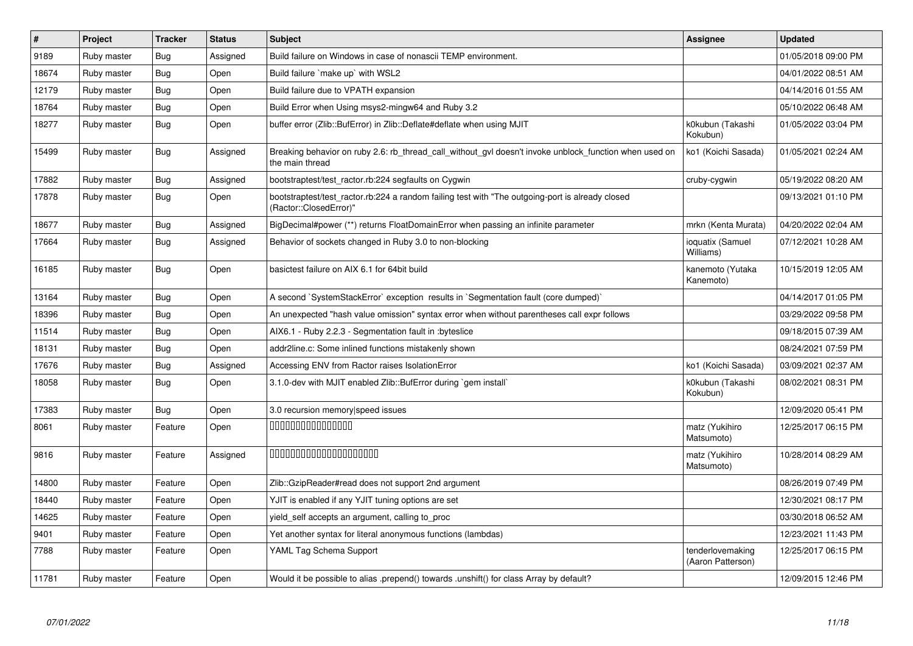| # | Project | Tracker | Status | Subject | Assignee | Updated |
|---|---|---|---|---|---|---|
| 9189 | Ruby master | Bug | Assigned | Build failure on Windows in case of nonascii TEMP environment. | | 01/05/2018 09:00 PM |
| 18674 | Ruby master | Bug | Open | Build failure `make up` with WSL2 | | 04/01/2022 08:51 AM |
| 12179 | Ruby master | Bug | Open | Build failure due to VPATH expansion | | 04/14/2016 01:55 AM |
| 18764 | Ruby master | Bug | Open | Build Error when Using msys2-mingw64 and Ruby 3.2 | | 05/10/2022 06:48 AM |
| 18277 | Ruby master | Bug | Open | buffer error (Zlib::BufError) in Zlib::Deflate#deflate when using MJIT | k0kubun (Takashi Kokubun) | 01/05/2022 03:04 PM |
| 15499 | Ruby master | Bug | Assigned | Breaking behavior on ruby 2.6: rb_thread_call_without_gvl doesn't invoke unblock_function when used on the main thread | ko1 (Koichi Sasada) | 01/05/2021 02:24 AM |
| 17882 | Ruby master | Bug | Assigned | bootstraptest/test_ractor.rb:224 segfaults on Cygwin | cruby-cygwin | 05/19/2022 08:20 AM |
| 17878 | Ruby master | Bug | Open | bootstraptest/test_ractor.rb:224 a random failing test with "The outgoing-port is already closed (Ractor::ClosedError)" | | 09/13/2021 01:10 PM |
| 18677 | Ruby master | Bug | Assigned | BigDecimal#power (**) returns FloatDomainError when passing an infinite parameter | mrkn (Kenta Murata) | 04/20/2022 02:04 AM |
| 17664 | Ruby master | Bug | Assigned | Behavior of sockets changed in Ruby 3.0 to non-blocking | ioquatix (Samuel Williams) | 07/12/2021 10:28 AM |
| 16185 | Ruby master | Bug | Open | basictest failure on AIX 6.1 for 64bit build | kanemoto (Yutaka Kanemoto) | 10/15/2019 12:05 AM |
| 13164 | Ruby master | Bug | Open | A second `SystemStackError` exception results in `Segmentation fault (core dumped)` | | 04/14/2017 01:05 PM |
| 18396 | Ruby master | Bug | Open | An unexpected "hash value omission" syntax error when without parentheses call expr follows | | 03/29/2022 09:58 PM |
| 11514 | Ruby master | Bug | Open | AIX6.1 - Ruby 2.2.3 - Segmentation fault in :byteslice | | 09/18/2015 07:39 AM |
| 18131 | Ruby master | Bug | Open | addr2line.c: Some inlined functions mistakenly shown | | 08/24/2021 07:59 PM |
| 17676 | Ruby master | Bug | Assigned | Accessing ENV from Ractor raises IsolationError | ko1 (Koichi Sasada) | 03/09/2021 02:37 AM |
| 18058 | Ruby master | Bug | Open | 3.1.0-dev with MJIT enabled Zlib::BufError during `gem install` | k0kubun (Takashi Kokubun) | 08/02/2021 08:31 PM |
| 17383 | Ruby master | Bug | Open | 3.0 recursion memory\|speed issues | | 12/09/2020 05:41 PM |
| 8061 | Ruby master | Feature | Open | 0000000000000000 | matz (Yukihiro Matsumoto) | 12/25/2017 06:15 PM |
| 9816 | Ruby master | Feature | Assigned | 0000000000000000000000 | matz (Yukihiro Matsumoto) | 10/28/2014 08:29 AM |
| 14800 | Ruby master | Feature | Open | Zlib::GzipReader#read does not support 2nd argument | | 08/26/2019 07:49 PM |
| 18440 | Ruby master | Feature | Open | YJIT is enabled if any YJIT tuning options are set | | 12/30/2021 08:17 PM |
| 14625 | Ruby master | Feature | Open | yield_self accepts an argument, calling to_proc | | 03/30/2018 06:52 AM |
| 9401 | Ruby master | Feature | Open | Yet another syntax for literal anonymous functions (lambdas) | | 12/23/2021 11:43 PM |
| 7788 | Ruby master | Feature | Open | YAML Tag Schema Support | tenderlovemaking (Aaron Patterson) | 12/25/2017 06:15 PM |
| 11781 | Ruby master | Feature | Open | Would it be possible to alias .prepend() towards .unshift() for class Array by default? | | 12/09/2015 12:46 PM |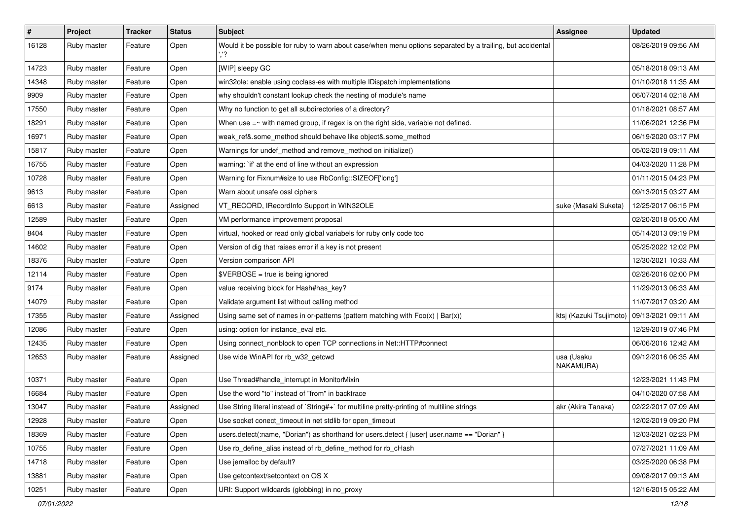| # | Project | Tracker | Status | Subject | Assignee | Updated |
|---|---|---|---|---|---|---|
| 16128 | Ruby master | Feature | Open | Would it be possible for ruby to warn about case/when menu options separated by a trailing, but accidental ','? | | 08/26/2019 09:56 AM |
| 14723 | Ruby master | Feature | Open | [WIP] sleepy GC | | 05/18/2018 09:13 AM |
| 14348 | Ruby master | Feature | Open | win32ole: enable using coclass-es with multiple IDispatch implementations | | 01/10/2018 11:35 AM |
| 9909 | Ruby master | Feature | Open | why shouldn't constant lookup check the nesting of module's name | | 06/07/2014 02:18 AM |
| 17550 | Ruby master | Feature | Open | Why no function to get all subdirectories of a directory? | | 01/18/2021 08:57 AM |
| 18291 | Ruby master | Feature | Open | When use =~ with named group, if regex is on the right side, variable not defined. | | 11/06/2021 12:36 PM |
| 16971 | Ruby master | Feature | Open | weak_ref&.some_method should behave like object&.some_method | | 06/19/2020 03:17 PM |
| 15817 | Ruby master | Feature | Open | Warnings for undef_method and remove_method on initialize() | | 05/02/2019 09:11 AM |
| 16755 | Ruby master | Feature | Open | warning: `if' at the end of line without an expression | | 04/03/2020 11:28 PM |
| 10728 | Ruby master | Feature | Open | Warning for Fixnum#size to use RbConfig::SIZEOF['long'] | | 01/11/2015 04:23 PM |
| 9613 | Ruby master | Feature | Open | Warn about unsafe ossl ciphers | | 09/13/2015 03:27 AM |
| 6613 | Ruby master | Feature | Assigned | VT_RECORD, IRecordInfo Support in WIN32OLE | suke (Masaki Suketa) | 12/25/2017 06:15 PM |
| 12589 | Ruby master | Feature | Open | VM performance improvement proposal | | 02/20/2018 05:00 AM |
| 8404 | Ruby master | Feature | Open | virtual, hooked or read only global variabels for ruby only code too | | 05/14/2013 09:19 PM |
| 14602 | Ruby master | Feature | Open | Version of dig that raises error if a key is not present | | 05/25/2022 12:02 PM |
| 18376 | Ruby master | Feature | Open | Version comparison API | | 12/30/2021 10:33 AM |
| 12114 | Ruby master | Feature | Open | $VERBOSE = true is being ignored | | 02/26/2016 02:00 PM |
| 9174 | Ruby master | Feature | Open | value receiving block for Hash#has_key? | | 11/29/2013 06:33 AM |
| 14079 | Ruby master | Feature | Open | Validate argument list without calling method | | 11/07/2017 03:20 AM |
| 17355 | Ruby master | Feature | Assigned | Using same set of names in or-patterns (pattern matching with Foo(x) \| Bar(x)) | ktsj (Kazuki Tsujimoto) | 09/13/2021 09:11 AM |
| 12086 | Ruby master | Feature | Open | using: option for instance_eval etc. | | 12/29/2019 07:46 PM |
| 12435 | Ruby master | Feature | Open | Using connect_nonblock to open TCP connections in Net::HTTP#connect | | 06/06/2016 12:42 AM |
| 12653 | Ruby master | Feature | Assigned | Use wide WinAPI for rb_w32_getcwd | usa (Usaku NAKAMURA) | 09/12/2016 06:35 AM |
| 10371 | Ruby master | Feature | Open | Use Thread#handle_interrupt in MonitorMixin | | 12/23/2021 11:43 PM |
| 16684 | Ruby master | Feature | Open | Use the word "to" instead of "from" in backtrace | | 04/10/2020 07:58 AM |
| 13047 | Ruby master | Feature | Assigned | Use String literal instead of `String#+` for multiline pretty-printing of multiline strings | akr (Akira Tanaka) | 02/22/2017 07:09 AM |
| 12928 | Ruby master | Feature | Open | Use socket conect_timeout in net stdlib for open_timeout | | 12/02/2019 09:20 PM |
| 18369 | Ruby master | Feature | Open | users.detect(:name, "Dorian") as shorthand for users.detect { \|user\| user.name == "Dorian" } | | 12/03/2021 02:23 PM |
| 10755 | Ruby master | Feature | Open | Use rb_define_alias instead of rb_define_method for rb_cHash | | 07/27/2021 11:09 AM |
| 14718 | Ruby master | Feature | Open | Use jemalloc by default? | | 03/25/2020 06:38 PM |
| 13881 | Ruby master | Feature | Open | Use getcontext/setcontext on OS X | | 09/08/2017 09:13 AM |
| 10251 | Ruby master | Feature | Open | URI: Support wildcards (globbing) in no_proxy | | 12/16/2015 05:22 AM |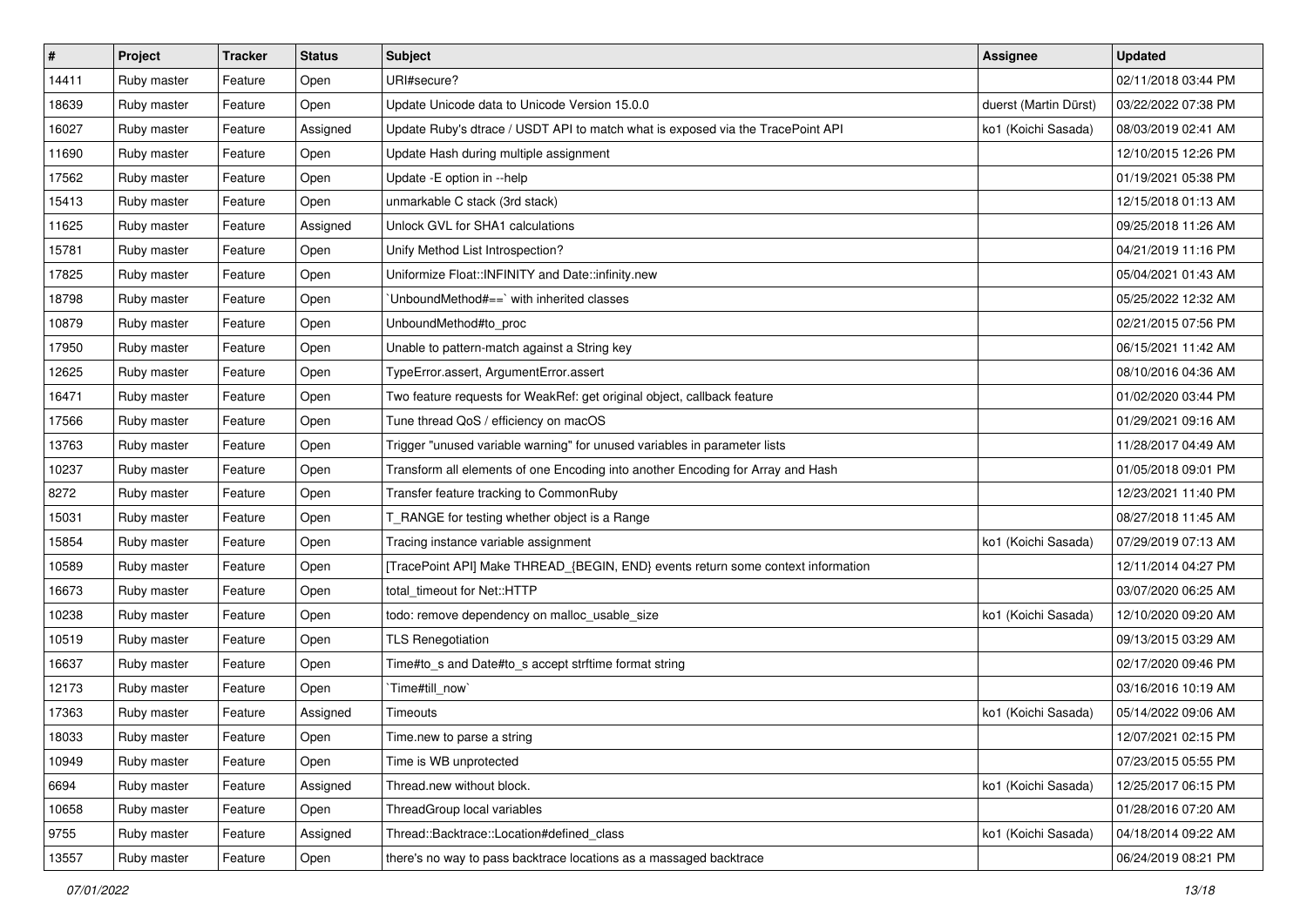| # | Project | Tracker | Status | Subject | Assignee | Updated |
|---|---|---|---|---|---|---|
| 14411 | Ruby master | Feature | Open | URI#secure? | | 02/11/2018 03:44 PM |
| 18639 | Ruby master | Feature | Open | Update Unicode data to Unicode Version 15.0.0 | duerst (Martin Dürst) | 03/22/2022 07:38 PM |
| 16027 | Ruby master | Feature | Assigned | Update Ruby's dtrace / USDT API to match what is exposed via the TracePoint API | ko1 (Koichi Sasada) | 08/03/2019 02:41 AM |
| 11690 | Ruby master | Feature | Open | Update Hash during multiple assignment | | 12/10/2015 12:26 PM |
| 17562 | Ruby master | Feature | Open | Update -E option in --help | | 01/19/2021 05:38 PM |
| 15413 | Ruby master | Feature | Open | unmarkable C stack (3rd stack) | | 12/15/2018 01:13 AM |
| 11625 | Ruby master | Feature | Assigned | Unlock GVL for SHA1 calculations | | 09/25/2018 11:26 AM |
| 15781 | Ruby master | Feature | Open | Unify Method List Introspection? | | 04/21/2019 11:16 PM |
| 17825 | Ruby master | Feature | Open | Uniformize Float::INFINITY and Date::infinity.new | | 05/04/2021 01:43 AM |
| 18798 | Ruby master | Feature | Open | `UnboundMethod#==` with inherited classes | | 05/25/2022 12:32 AM |
| 10879 | Ruby master | Feature | Open | UnboundMethod#to_proc | | 02/21/2015 07:56 PM |
| 17950 | Ruby master | Feature | Open | Unable to pattern-match against a String key | | 06/15/2021 11:42 AM |
| 12625 | Ruby master | Feature | Open | TypeError.assert, ArgumentError.assert | | 08/10/2016 04:36 AM |
| 16471 | Ruby master | Feature | Open | Two feature requests for WeakRef: get original object, callback feature | | 01/02/2020 03:44 PM |
| 17566 | Ruby master | Feature | Open | Tune thread QoS / efficiency on macOS | | 01/29/2021 09:16 AM |
| 13763 | Ruby master | Feature | Open | Trigger "unused variable warning" for unused variables in parameter lists | | 11/28/2017 04:49 AM |
| 10237 | Ruby master | Feature | Open | Transform all elements of one Encoding into another Encoding for Array and Hash | | 01/05/2018 09:01 PM |
| 8272 | Ruby master | Feature | Open | Transfer feature tracking to CommonRuby | | 12/23/2021 11:40 PM |
| 15031 | Ruby master | Feature | Open | T_RANGE for testing whether object is a Range | | 08/27/2018 11:45 AM |
| 15854 | Ruby master | Feature | Open | Tracing instance variable assignment | ko1 (Koichi Sasada) | 07/29/2019 07:13 AM |
| 10589 | Ruby master | Feature | Open | [TracePoint API] Make THREAD_{BEGIN, END} events return some context information | | 12/11/2014 04:27 PM |
| 16673 | Ruby master | Feature | Open | total_timeout for Net::HTTP | | 03/07/2020 06:25 AM |
| 10238 | Ruby master | Feature | Open | todo: remove dependency on malloc_usable_size | ko1 (Koichi Sasada) | 12/10/2020 09:20 AM |
| 10519 | Ruby master | Feature | Open | TLS Renegotiation | | 09/13/2015 03:29 AM |
| 16637 | Ruby master | Feature | Open | Time#to_s and Date#to_s accept strftime format string | | 02/17/2020 09:46 PM |
| 12173 | Ruby master | Feature | Open | `Time#till_now` | | 03/16/2016 10:19 AM |
| 17363 | Ruby master | Feature | Assigned | Timeouts | ko1 (Koichi Sasada) | 05/14/2022 09:06 AM |
| 18033 | Ruby master | Feature | Open | Time.new to parse a string | | 12/07/2021 02:15 PM |
| 10949 | Ruby master | Feature | Open | Time is WB unprotected | | 07/23/2015 05:55 PM |
| 6694 | Ruby master | Feature | Assigned | Thread.new without block. | ko1 (Koichi Sasada) | 12/25/2017 06:15 PM |
| 10658 | Ruby master | Feature | Open | ThreadGroup local variables | | 01/28/2016 07:20 AM |
| 9755 | Ruby master | Feature | Assigned | Thread::Backtrace::Location#defined_class | ko1 (Koichi Sasada) | 04/18/2014 09:22 AM |
| 13557 | Ruby master | Feature | Open | there's no way to pass backtrace locations as a massaged backtrace | | 06/24/2019 08:21 PM |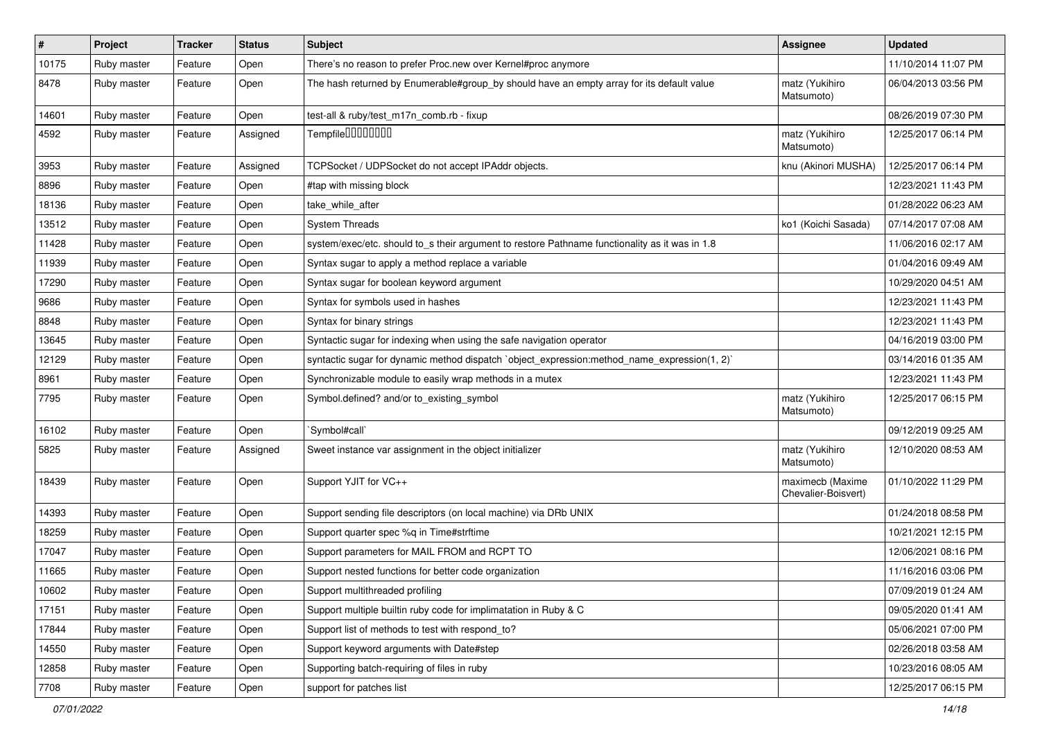| # | Project | Tracker | Status | Subject | Assignee | Updated |
|---|---|---|---|---|---|---|
| 10175 | Ruby master | Feature | Open | There's no reason to prefer Proc.new over Kernel#proc anymore | | 11/10/2014 11:07 PM |
| 8478 | Ruby master | Feature | Open | The hash returned by Enumerable#group_by should have an empty array for its default value | matz (Yukihiro Matsumoto) | 06/04/2013 03:56 PM |
| 14601 | Ruby master | Feature | Open | test-all & ruby/test_m17n_comb.rb - fixup | | 08/26/2019 07:30 PM |
| 4592 | Ruby master | Feature | Assigned | Tempfile�������� | matz (Yukihiro Matsumoto) | 12/25/2017 06:14 PM |
| 3953 | Ruby master | Feature | Assigned | TCPSocket / UDPSocket do not accept IPAddr objects. | knu (Akinori MUSHA) | 12/25/2017 06:14 PM |
| 8896 | Ruby master | Feature | Open | #tap with missing block | | 12/23/2021 11:43 PM |
| 18136 | Ruby master | Feature | Open | take_while_after | | 01/28/2022 06:23 AM |
| 13512 | Ruby master | Feature | Open | System Threads | ko1 (Koichi Sasada) | 07/14/2017 07:08 AM |
| 11428 | Ruby master | Feature | Open | system/exec/etc. should to_s their argument to restore Pathname functionality as it was in 1.8 | | 11/06/2016 02:17 AM |
| 11939 | Ruby master | Feature | Open | Syntax sugar to apply a method replace a variable | | 01/04/2016 09:49 AM |
| 17290 | Ruby master | Feature | Open | Syntax sugar for boolean keyword argument | | 10/29/2020 04:51 AM |
| 9686 | Ruby master | Feature | Open | Syntax for symbols used in hashes | | 12/23/2021 11:43 PM |
| 8848 | Ruby master | Feature | Open | Syntax for binary strings | | 12/23/2021 11:43 PM |
| 13645 | Ruby master | Feature | Open | Syntactic sugar for indexing when using the safe navigation operator | | 04/16/2019 03:00 PM |
| 12129 | Ruby master | Feature | Open | syntactic sugar for dynamic method dispatch `object_expression:method_name_expression(1, 2)` | | 03/14/2016 01:35 AM |
| 8961 | Ruby master | Feature | Open | Synchronizable module to easily wrap methods in a mutex | | 12/23/2021 11:43 PM |
| 7795 | Ruby master | Feature | Open | Symbol.defined? and/or to_existing_symbol | matz (Yukihiro Matsumoto) | 12/25/2017 06:15 PM |
| 16102 | Ruby master | Feature | Open | `Symbol#call` | | 09/12/2019 09:25 AM |
| 5825 | Ruby master | Feature | Assigned | Sweet instance var assignment in the object initializer | matz (Yukihiro Matsumoto) | 12/10/2020 08:53 AM |
| 18439 | Ruby master | Feature | Open | Support YJIT for VC++ | maximecb (Maxime Chevalier-Boisvert) | 01/10/2022 11:29 PM |
| 14393 | Ruby master | Feature | Open | Support sending file descriptors (on local machine) via DRb UNIX | | 01/24/2018 08:58 PM |
| 18259 | Ruby master | Feature | Open | Support quarter spec %q in Time#strftime | | 10/21/2021 12:15 PM |
| 17047 | Ruby master | Feature | Open | Support parameters for MAIL FROM and RCPT TO | | 12/06/2021 08:16 PM |
| 11665 | Ruby master | Feature | Open | Support nested functions for better code organization | | 11/16/2016 03:06 PM |
| 10602 | Ruby master | Feature | Open | Support multithreaded profiling | | 07/09/2019 01:24 AM |
| 17151 | Ruby master | Feature | Open | Support multiple builtin ruby code for implimatation in Ruby & C | | 09/05/2020 01:41 AM |
| 17844 | Ruby master | Feature | Open | Support list of methods to test with respond_to? | | 05/06/2021 07:00 PM |
| 14550 | Ruby master | Feature | Open | Support keyword arguments with Date#step | | 02/26/2018 03:58 AM |
| 12858 | Ruby master | Feature | Open | Supporting batch-requiring of files in ruby | | 10/23/2016 08:05 AM |
| 7708 | Ruby master | Feature | Open | support for patches list | | 12/25/2017 06:15 PM |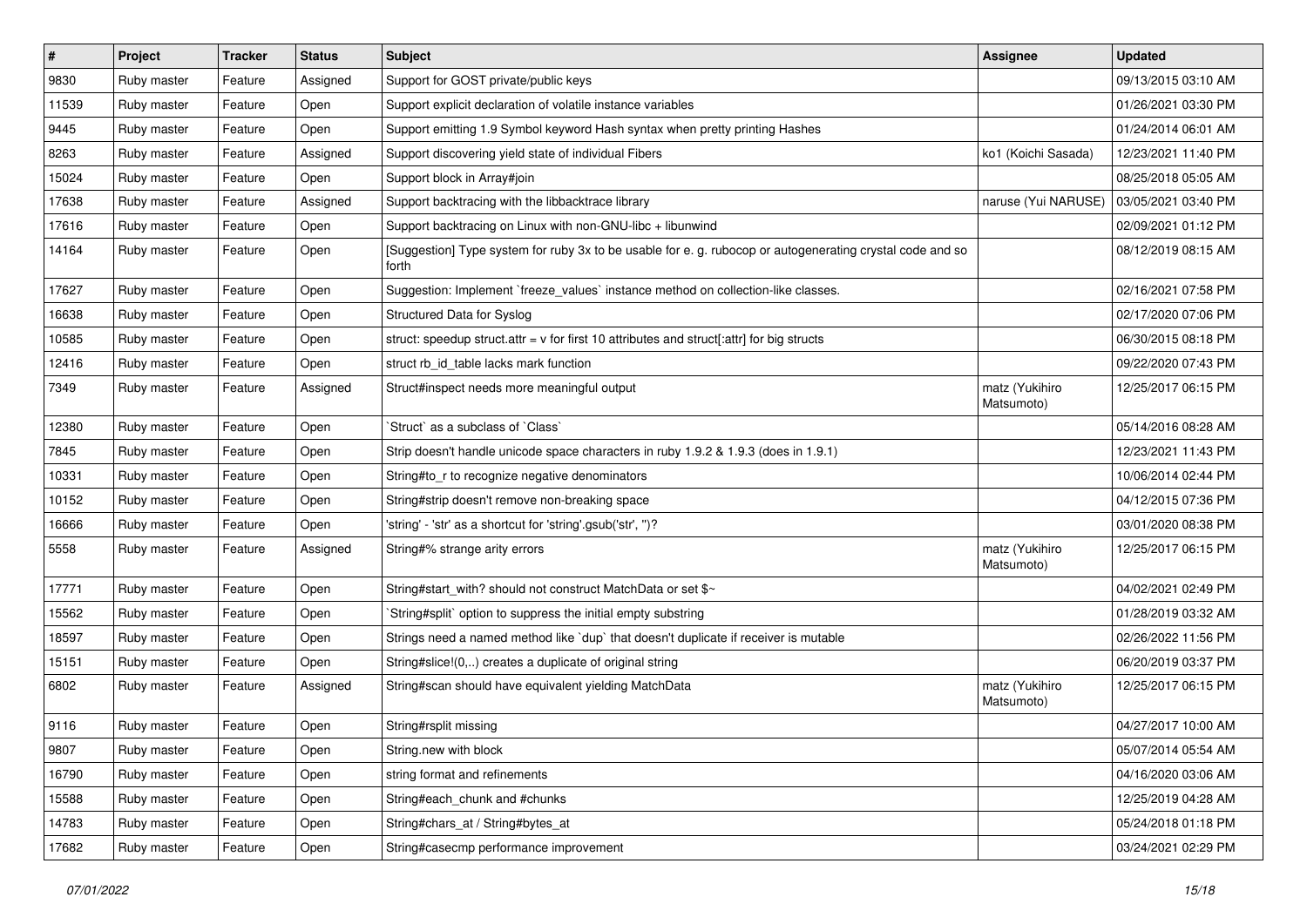| # | Project | Tracker | Status | Subject | Assignee | Updated |
|---|---|---|---|---|---|---|
| 9830 | Ruby master | Feature | Assigned | Support for GOST private/public keys | | 09/13/2015 03:10 AM |
| 11539 | Ruby master | Feature | Open | Support explicit declaration of volatile instance variables | | 01/26/2021 03:30 PM |
| 9445 | Ruby master | Feature | Open | Support emitting 1.9 Symbol keyword Hash syntax when pretty printing Hashes | | 01/24/2014 06:01 AM |
| 8263 | Ruby master | Feature | Assigned | Support discovering yield state of individual Fibers | ko1 (Koichi Sasada) | 12/23/2021 11:40 PM |
| 15024 | Ruby master | Feature | Open | Support block in Array#join | | 08/25/2018 05:05 AM |
| 17638 | Ruby master | Feature | Assigned | Support backtracing with the libbacktrace library | naruse (Yui NARUSE) | 03/05/2021 03:40 PM |
| 17616 | Ruby master | Feature | Open | Support backtracing on Linux with non-GNU-libc + libunwind | | 02/09/2021 01:12 PM |
| 14164 | Ruby master | Feature | Open | [Suggestion] Type system for ruby 3x to be usable for e. g. rubocop or autogenerating crystal code and so forth | | 08/12/2019 08:15 AM |
| 17627 | Ruby master | Feature | Open | Suggestion: Implement `freeze_values` instance method on collection-like classes. | | 02/16/2021 07:58 PM |
| 16638 | Ruby master | Feature | Open | Structured Data for Syslog | | 02/17/2020 07:06 PM |
| 10585 | Ruby master | Feature | Open | struct: speedup struct.attr = v for first 10 attributes and struct[:attr] for big structs | | 06/30/2015 08:18 PM |
| 12416 | Ruby master | Feature | Open | struct rb_id_table lacks mark function | | 09/22/2020 07:43 PM |
| 7349 | Ruby master | Feature | Assigned | Struct#inspect needs more meaningful output | matz (Yukihiro Matsumoto) | 12/25/2017 06:15 PM |
| 12380 | Ruby master | Feature | Open | `Struct` as a subclass of `Class` | | 05/14/2016 08:28 AM |
| 7845 | Ruby master | Feature | Open | Strip doesn't handle unicode space characters in ruby 1.9.2 & 1.9.3 (does in 1.9.1) | | 12/23/2021 11:43 PM |
| 10331 | Ruby master | Feature | Open | String#to_r to recognize negative denominators | | 10/06/2014 02:44 PM |
| 10152 | Ruby master | Feature | Open | String#strip doesn't remove non-breaking space | | 04/12/2015 07:36 PM |
| 16666 | Ruby master | Feature | Open | 'string' - 'str' as a shortcut for 'string'.gsub('str', '')? | | 03/01/2020 08:38 PM |
| 5558 | Ruby master | Feature | Assigned | String#% strange arity errors | matz (Yukihiro Matsumoto) | 12/25/2017 06:15 PM |
| 17771 | Ruby master | Feature | Open | String#start_with? should not construct MatchData or set $~ | | 04/02/2021 02:49 PM |
| 15562 | Ruby master | Feature | Open | `String#split` option to suppress the initial empty substring | | 01/28/2019 03:32 AM |
| 18597 | Ruby master | Feature | Open | Strings need a named method like `dup` that doesn't duplicate if receiver is mutable | | 02/26/2022 11:56 PM |
| 15151 | Ruby master | Feature | Open | String#slice!(0,..) creates a duplicate of original string | | 06/20/2019 03:37 PM |
| 6802 | Ruby master | Feature | Assigned | String#scan should have equivalent yielding MatchData | matz (Yukihiro Matsumoto) | 12/25/2017 06:15 PM |
| 9116 | Ruby master | Feature | Open | String#rsplit missing | | 04/27/2017 10:00 AM |
| 9807 | Ruby master | Feature | Open | String.new with block | | 05/07/2014 05:54 AM |
| 16790 | Ruby master | Feature | Open | string format and refinements | | 04/16/2020 03:06 AM |
| 15588 | Ruby master | Feature | Open | String#each_chunk and #chunks | | 12/25/2019 04:28 AM |
| 14783 | Ruby master | Feature | Open | String#chars_at / String#bytes_at | | 05/24/2018 01:18 PM |
| 17682 | Ruby master | Feature | Open | String#casecmp performance improvement | | 03/24/2021 02:29 PM |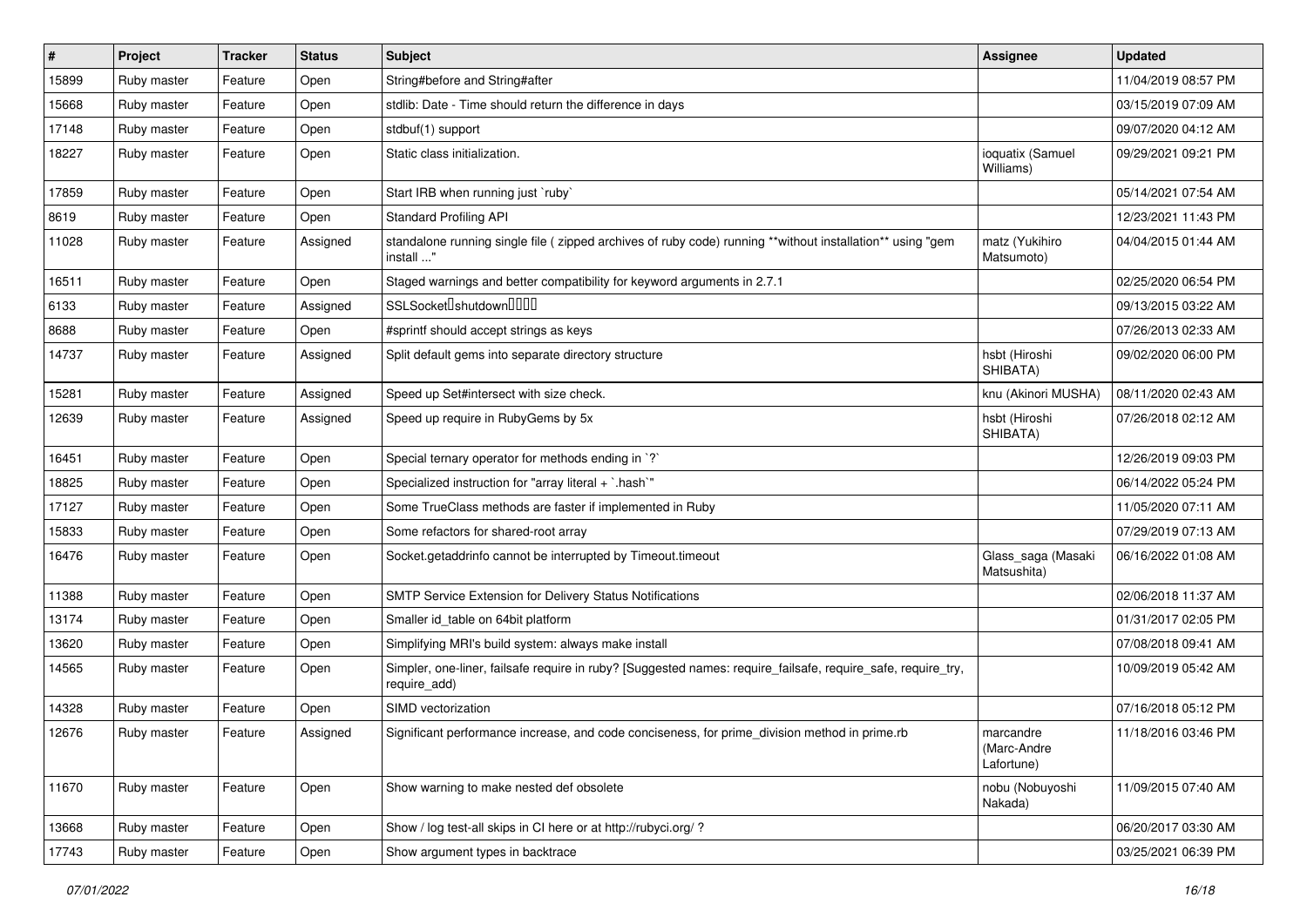| # | Project | Tracker | Status | Subject | Assignee | Updated |
|---|---|---|---|---|---|---|
| 15899 | Ruby master | Feature | Open | String#before and String#after | | 11/04/2019 08:57 PM |
| 15668 | Ruby master | Feature | Open | stdlib: Date - Time should return the difference in days | | 03/15/2019 07:09 AM |
| 17148 | Ruby master | Feature | Open | stdbuf(1) support | | 09/07/2020 04:12 AM |
| 18227 | Ruby master | Feature | Open | Static class initialization. | ioquatix (Samuel Williams) | 09/29/2021 09:21 PM |
| 17859 | Ruby master | Feature | Open | Start IRB when running just `ruby` | | 05/14/2021 07:54 AM |
| 8619 | Ruby master | Feature | Open | Standard Profiling API | | 12/23/2021 11:43 PM |
| 11028 | Ruby master | Feature | Assigned | standalone running single file ( zipped archives of ruby code) running **without installation** using "gem install ..." | matz (Yukihiro Matsumoto) | 04/04/2015 01:44 AM |
| 16511 | Ruby master | Feature | Open | Staged warnings and better compatibility for keyword arguments in 2.7.1 | | 02/25/2020 06:54 PM |
| 6133 | Ruby master | Feature | Assigned | SSLSocket�shutdown���� | | 09/13/2015 03:22 AM |
| 8688 | Ruby master | Feature | Open | #sprintf should accept strings as keys | | 07/26/2013 02:33 AM |
| 14737 | Ruby master | Feature | Assigned | Split default gems into separate directory structure | hsbt (Hiroshi SHIBATA) | 09/02/2020 06:00 PM |
| 15281 | Ruby master | Feature | Assigned | Speed up Set#intersect with size check. | knu (Akinori MUSHA) | 08/11/2020 02:43 AM |
| 12639 | Ruby master | Feature | Assigned | Speed up require in RubyGems by 5x | hsbt (Hiroshi SHIBATA) | 07/26/2018 02:12 AM |
| 16451 | Ruby master | Feature | Open | Special ternary operator for methods ending in `?` | | 12/26/2019 09:03 PM |
| 18825 | Ruby master | Feature | Open | Specialized instruction for "array literal + `.hash`" | | 06/14/2022 05:24 PM |
| 17127 | Ruby master | Feature | Open | Some TrueClass methods are faster if implemented in Ruby | | 11/05/2020 07:11 AM |
| 15833 | Ruby master | Feature | Open | Some refactors for shared-root array | | 07/29/2019 07:13 AM |
| 16476 | Ruby master | Feature | Open | Socket.getaddrinfo cannot be interrupted by Timeout.timeout | Glass_saga (Masaki Matsushita) | 06/16/2022 01:08 AM |
| 11388 | Ruby master | Feature | Open | SMTP Service Extension for Delivery Status Notifications | | 02/06/2018 11:37 AM |
| 13174 | Ruby master | Feature | Open | Smaller id_table on 64bit platform | | 01/31/2017 02:05 PM |
| 13620 | Ruby master | Feature | Open | Simplifying MRI's build system: always make install | | 07/08/2018 09:41 AM |
| 14565 | Ruby master | Feature | Open | Simpler, one-liner, failsafe require in ruby? [Suggested names: require_failsafe, require_safe, require_try, require_add) | | 10/09/2019 05:42 AM |
| 14328 | Ruby master | Feature | Open | SIMD vectorization | | 07/16/2018 05:12 PM |
| 12676 | Ruby master | Feature | Assigned | Significant performance increase, and code conciseness, for prime_division method in prime.rb | marcandre (Marc-Andre Lafortune) | 11/18/2016 03:46 PM |
| 11670 | Ruby master | Feature | Open | Show warning to make nested def obsolete | nobu (Nobuyoshi Nakada) | 11/09/2015 07:40 AM |
| 13668 | Ruby master | Feature | Open | Show / log test-all skips in CI here or at http://rubyci.org/ ? | | 06/20/2017 03:30 AM |
| 17743 | Ruby master | Feature | Open | Show argument types in backtrace | | 03/25/2021 06:39 PM |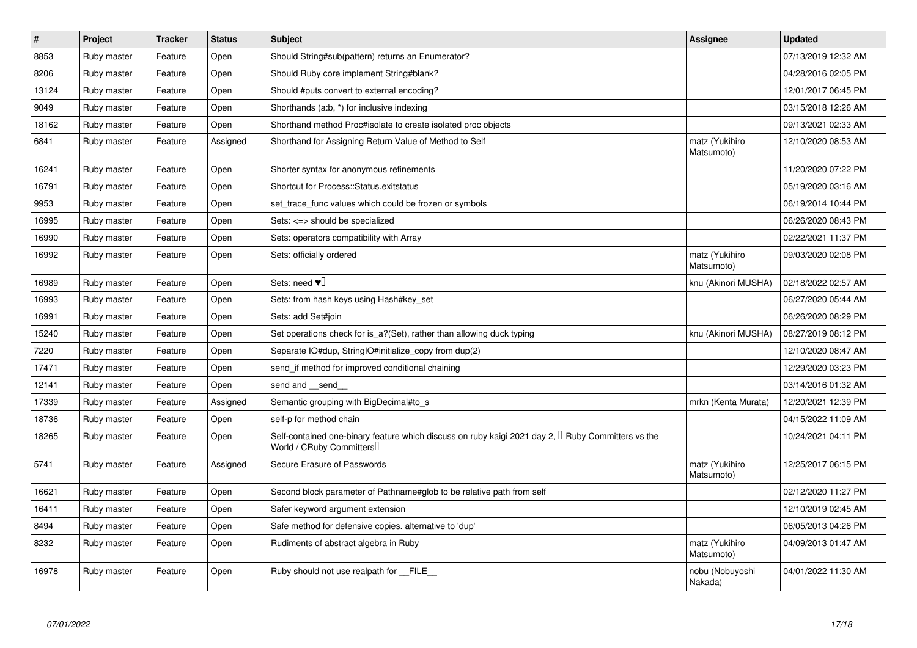| # | Project | Tracker | Status | Subject | Assignee | Updated |
|---|---|---|---|---|---|---|
| 8853 | Ruby master | Feature | Open | Should String#sub(pattern) returns an Enumerator? | | 07/13/2019 12:32 AM |
| 8206 | Ruby master | Feature | Open | Should Ruby core implement String#blank? | | 04/28/2016 02:05 PM |
| 13124 | Ruby master | Feature | Open | Should #puts convert to external encoding? | | 12/01/2017 06:45 PM |
| 9049 | Ruby master | Feature | Open | Shorthands (a:b, *) for inclusive indexing | | 03/15/2018 12:26 AM |
| 18162 | Ruby master | Feature | Open | Shorthand method Proc#isolate to create isolated proc objects | | 09/13/2021 02:33 AM |
| 6841 | Ruby master | Feature | Assigned | Shorthand for Assigning Return Value of Method to Self | matz (Yukihiro Matsumoto) | 12/10/2020 08:53 AM |
| 16241 | Ruby master | Feature | Open | Shorter syntax for anonymous refinements | | 11/20/2020 07:22 PM |
| 16791 | Ruby master | Feature | Open | Shortcut for Process::Status.exitstatus | | 05/19/2020 03:16 AM |
| 9953 | Ruby master | Feature | Open | set_trace_func values which could be frozen or symbols | | 06/19/2014 10:44 PM |
| 16995 | Ruby master | Feature | Open | Sets: <=> should be specialized | | 06/26/2020 08:43 PM |
| 16990 | Ruby master | Feature | Open | Sets: operators compatibility with Array | | 02/22/2021 11:37 PM |
| 16992 | Ruby master | Feature | Open | Sets: officially ordered | matz (Yukihiro Matsumoto) | 09/03/2020 02:08 PM |
| 16989 | Ruby master | Feature | Open | Sets: need ♥️ | knu (Akinori MUSHA) | 02/18/2022 02:57 AM |
| 16993 | Ruby master | Feature | Open | Sets: from hash keys using Hash#key_set | | 06/27/2020 05:44 AM |
| 16991 | Ruby master | Feature | Open | Sets: add Set#join | | 06/26/2020 08:29 PM |
| 15240 | Ruby master | Feature | Open | Set operations check for is_a?(Set), rather than allowing duck typing | knu (Akinori MUSHA) | 08/27/2019 08:12 PM |
| 7220 | Ruby master | Feature | Open | Separate IO#dup, StringIO#initialize_copy from dup(2) | | 12/10/2020 08:47 AM |
| 17471 | Ruby master | Feature | Open | send_if method for improved conditional chaining | | 12/29/2020 03:23 PM |
| 12141 | Ruby master | Feature | Open | send and __send__ | | 03/14/2016 01:32 AM |
| 17339 | Ruby master | Feature | Assigned | Semantic grouping with BigDecimal#to_s | mrkn (Kenta Murata) | 12/20/2021 12:39 PM |
| 18736 | Ruby master | Feature | Open | self-p for method chain | | 04/15/2022 11:09 AM |
| 18265 | Ruby master | Feature | Open | Self-contained one-binary feature which discuss on ruby kaigi 2021 day 2, 「Ruby Committers vs the World / CRuby Committers」 | | 10/24/2021 04:11 PM |
| 5741 | Ruby master | Feature | Assigned | Secure Erasure of Passwords | matz (Yukihiro Matsumoto) | 12/25/2017 06:15 PM |
| 16621 | Ruby master | Feature | Open | Second block parameter of Pathname#glob to be relative path from self | | 02/12/2020 11:27 PM |
| 16411 | Ruby master | Feature | Open | Safer keyword argument extension | | 12/10/2019 02:45 AM |
| 8494 | Ruby master | Feature | Open | Safe method for defensive copies. alternative to 'dup' | | 06/05/2013 04:26 PM |
| 8232 | Ruby master | Feature | Open | Rudiments of abstract algebra in Ruby | matz (Yukihiro Matsumoto) | 04/09/2013 01:47 AM |
| 16978 | Ruby master | Feature | Open | Ruby should not use realpath for __FILE__ | nobu (Nobuyoshi Nakada) | 04/01/2022 11:30 AM |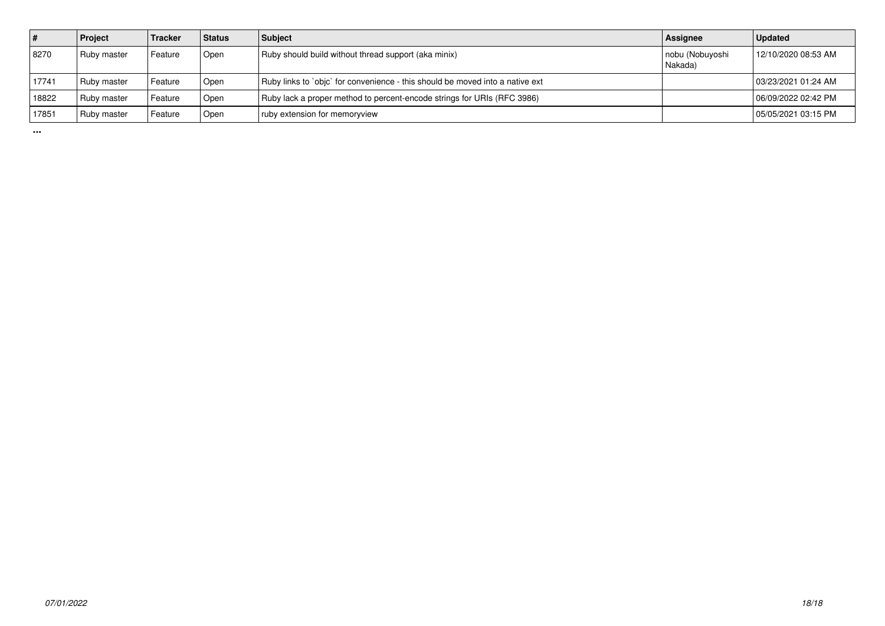| # | Project | Tracker | Status | Subject | Assignee | Updated |
|---|---|---|---|---|---|---|
| 8270 | Ruby master | Feature | Open | Ruby should build without thread support (aka minix) | nobu (Nobuyoshi Nakada) | 12/10/2020 08:53 AM |
| 17741 | Ruby master | Feature | Open | Ruby links to `objc` for convenience - this should be moved into a native ext | | 03/23/2021 01:24 AM |
| 18822 | Ruby master | Feature | Open | Ruby lack a proper method to percent-encode strings for URIs (RFC 3986) | | 06/09/2022 02:42 PM |
| 17851 | Ruby master | Feature | Open | ruby extension for memoryview | | 05/05/2021 03:15 PM |

...